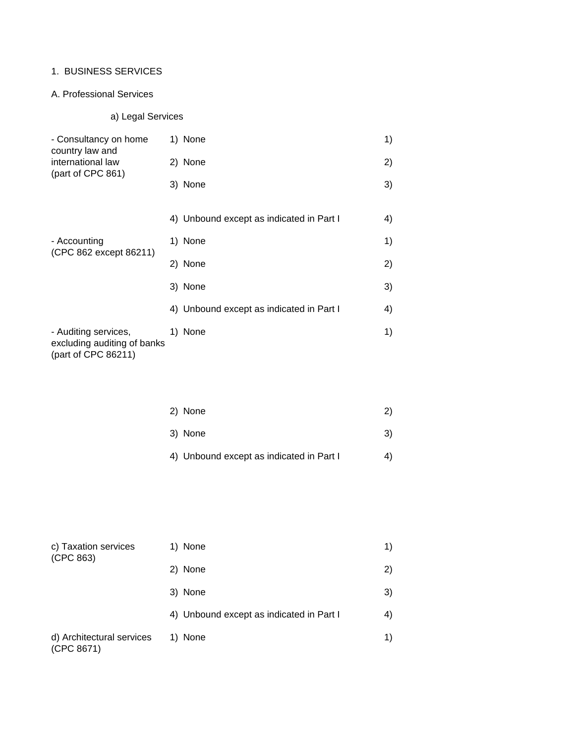1. BUSINESS SERVICES

A. Professional Services

a) Legal Services

| | | |
|---|---|---|
| - Consultancy on home country law and international law (part of CPC 861) | 1) None | 1) |
| | 2) None | 2) |
| | 3) None | 3) |
| | 4) Unbound except as indicated in Part I | 4) |
| - Accounting (CPC 862 except 86211) | 1) None | 1) |
| | 2) None | 2) |
| | 3) None | 3) |
| | 4) Unbound except as indicated in Part I | 4) |
| - Auditing services, excluding auditing of banks (part of CPC 86211) | 1) None | 1) |
| | 2) None | 2) |
| | 3) None | 3) |
| | 4) Unbound except as indicated in Part I | 4) |
| c) Taxation services (CPC 863) | 1) None | 1) |
| | 2) None | 2) |
| | 3) None | 3) |
| | 4) Unbound except as indicated in Part I | 4) |
| d) Architectural services (CPC 8671) | 1) None | 1) |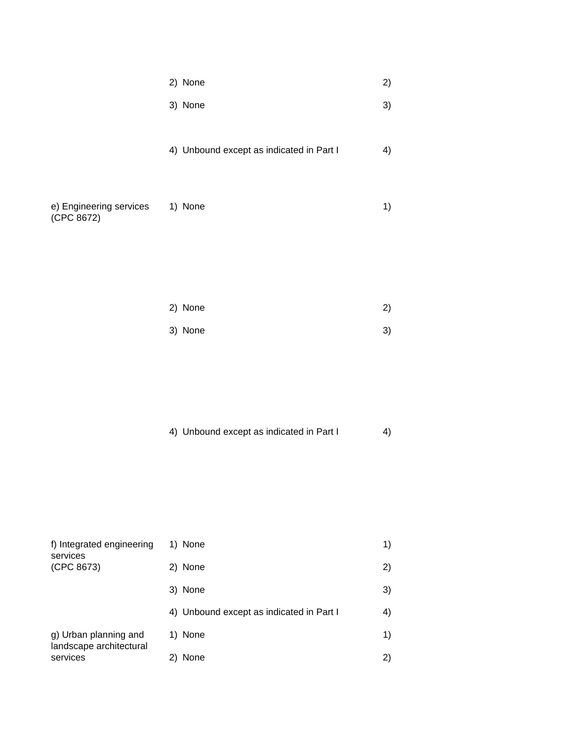| | | |
|---|---|---|
| | 2) None | 2) |
| | 3) None | 3) |
| | 4) Unbound except as indicated in Part I | 4) |
| e) Engineering services (CPC 8672) | 1) None | 1) |
| | 2) None | 2) |
| | 3) None | 3) |
| | 4) Unbound except as indicated in Part I | 4) |
| f) Integrated engineering services (CPC 8673) | 1) None | 1) |
| | 2) None | 2) |
| | 3) None | 3) |
| | 4) Unbound except as indicated in Part I | 4) |
| g) Urban planning and landscape architectural services | 1) None | 1) |
| | 2) None | 2) |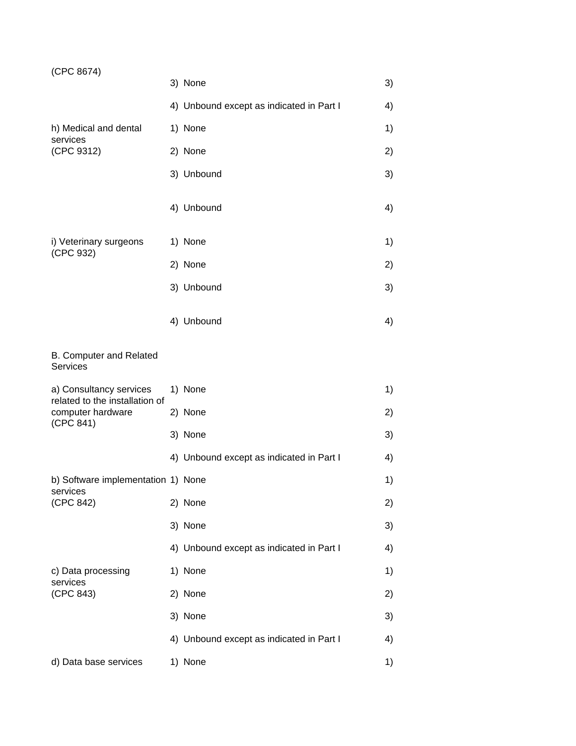| | | |
|---|---|---|
| (CPC 8674) | 3) None | 3) |
| | 4) Unbound except as indicated in Part I | 4) |
| h) Medical and dental services (CPC 9312) | 1) None | 1) |
| | 2) None | 2) |
| | 3) Unbound | 3) |
| | 4) Unbound | 4) |
| i) Veterinary surgeons (CPC 932) | 1) None | 1) |
| | 2) None | 2) |
| | 3) Unbound | 3) |
| | 4) Unbound | 4) |
| B. Computer and Related Services | | |
| a) Consultancy services related to the installation of computer hardware (CPC 841) | 1) None | 1) |
| | 2) None | 2) |
| | 3) None | 3) |
| | 4) Unbound except as indicated in Part I | 4) |
| b) Software implementation services (CPC 842) | 1) None | 1) |
| | 2) None | 2) |
| | 3) None | 3) |
| | 4) Unbound except as indicated in Part I | 4) |
| c) Data processing services (CPC 843) | 1) None | 1) |
| | 2) None | 2) |
| | 3) None | 3) |
| | 4) Unbound except as indicated in Part I | 4) |
| d) Data base services | 1) None | 1) |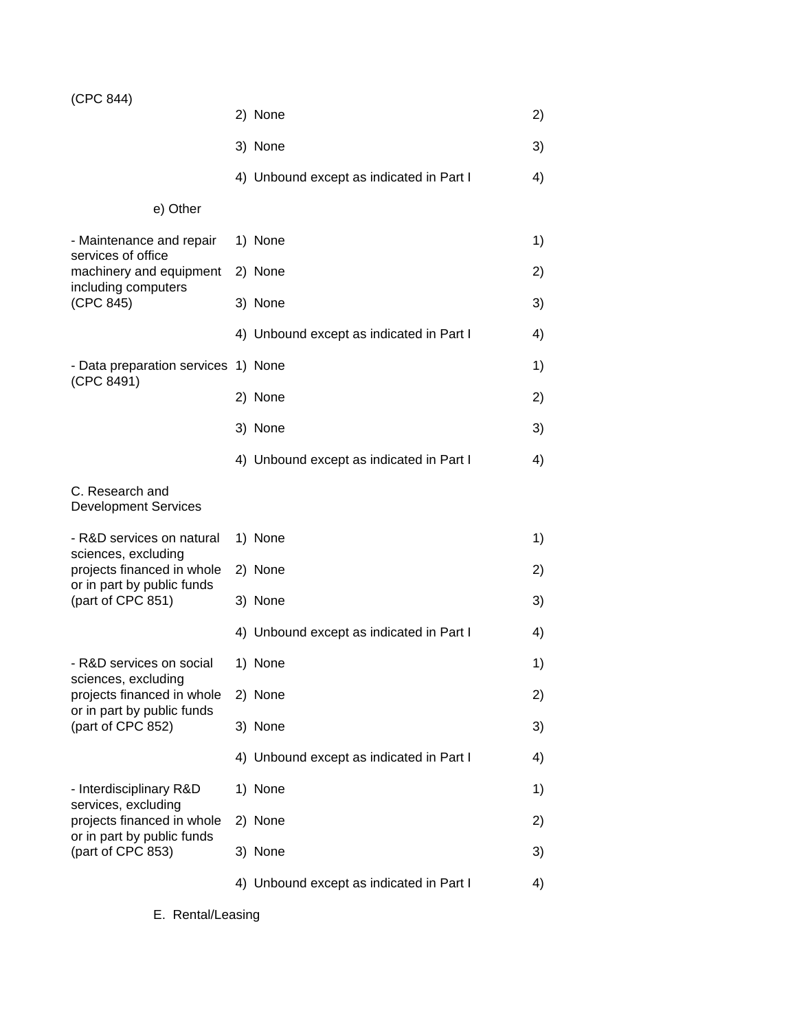| | | |
|---|---|---|
| (CPC 844) | | |
| | 2) None | 2) |
| | 3) None | 3) |
| | 4) Unbound except as indicated in Part I | 4) |
| e) Other | | |
| - Maintenance and repair services of office machinery and equipment including computers (CPC 845) | 1) None | 1) |
| | 2) None | 2) |
| | 3) None | 3) |
| | 4) Unbound except as indicated in Part I | 4) |
| - Data preparation services (CPC 8491) | 1) None | 1) |
| | 2) None | 2) |
| | 3) None | 3) |
| | 4) Unbound except as indicated in Part I | 4) |
| C. Research and Development Services | | |
| - R&D services on natural sciences, excluding projects financed in whole or in part by public funds (part of CPC 851) | 1) None | 1) |
| | 2) None | 2) |
| | 3) None | 3) |
| | 4) Unbound except as indicated in Part I | 4) |
| - R&D services on social sciences, excluding projects financed in whole or in part by public funds (part of CPC 852) | 1) None | 1) |
| | 2) None | 2) |
| | 3) None | 3) |
| | 4) Unbound except as indicated in Part I | 4) |
| - Interdisciplinary R&D services, excluding projects financed in whole or in part by public funds (part of CPC 853) | 1) None | 1) |
| | 2) None | 2) |
| | 3) None | 3) |
| | 4) Unbound except as indicated in Part I | 4) |
| E. Rental/Leasing | | |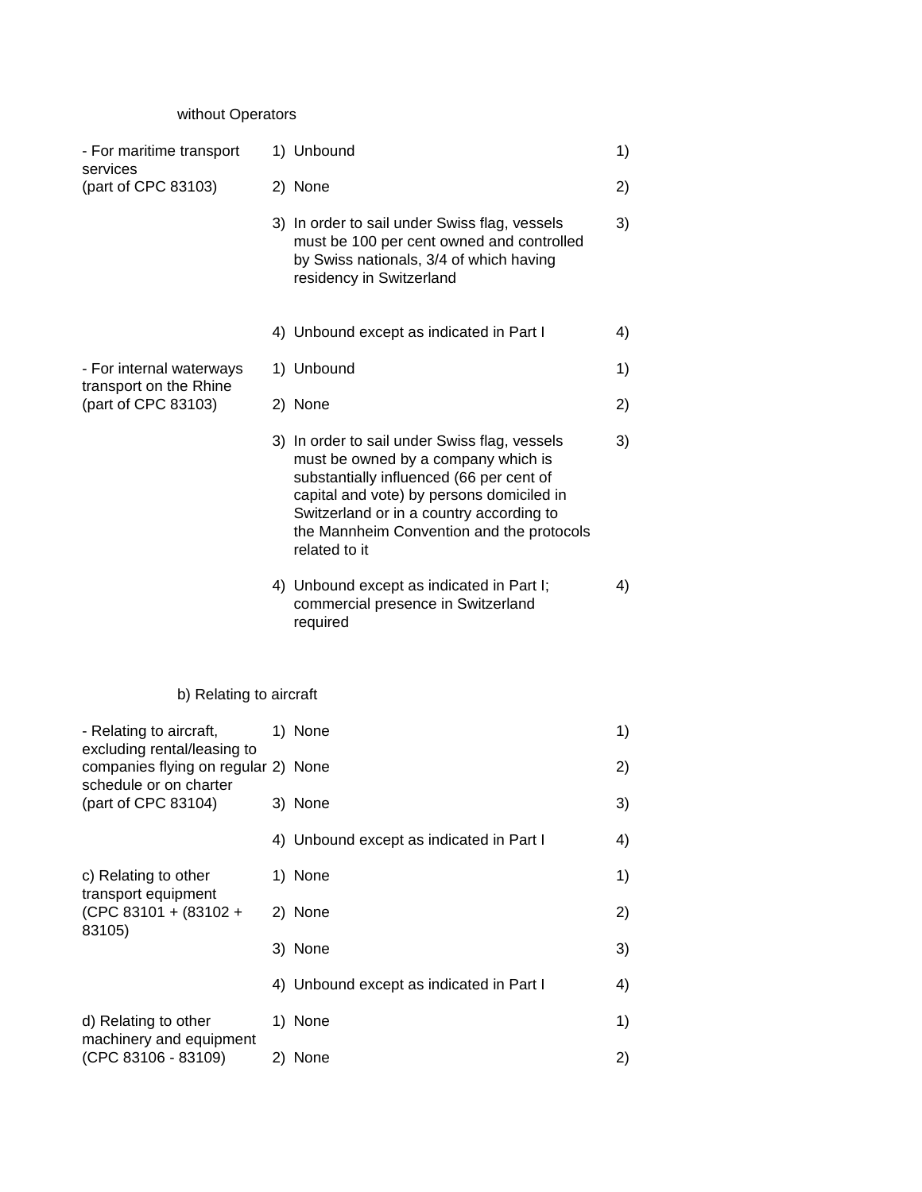without Operators

| | | |
|---|---|---|
| - For maritime transport services (part of CPC 83103) | 1) Unbound | 1) |
| | 2) None | 2) |
| | 3) In order to sail under Swiss flag, vessels must be 100 per cent owned and controlled by Swiss nationals, 3/4 of which having residency in Switzerland | 3) |
| | 4) Unbound except as indicated in Part I | 4) |
| - For internal waterways transport on the Rhine (part of CPC 83103) | 1) Unbound | 1) |
| | 2) None | 2) |
| | 3) In order to sail under Swiss flag, vessels must be owned by a company which is substantially influenced (66 per cent of capital and vote) by persons domiciled in Switzerland or in a country according to the Mannheim Convention and the protocols related to it | 3) |
| | 4) Unbound except as indicated in Part I; commercial presence in Switzerland required | 4) |

b) Relating to aircraft

| | | |
|---|---|---|
| - Relating to aircraft, excluding rental/leasing to companies flying on regular schedule or on charter (part of CPC 83104) | 1) None | 1) |
| | 2) None | 2) |
| | 3) None | 3) |
| | 4) Unbound except as indicated in Part I | 4) |
| c) Relating to other transport equipment (CPC 83101 + (83102 + 83105) | 1) None | 1) |
| | 2) None | 2) |
| | 3) None | 3) |
| | 4) Unbound except as indicated in Part I | 4) |
| d) Relating to other machinery and equipment (CPC 83106 - 83109) | 1) None | 1) |
| | 2) None | 2) |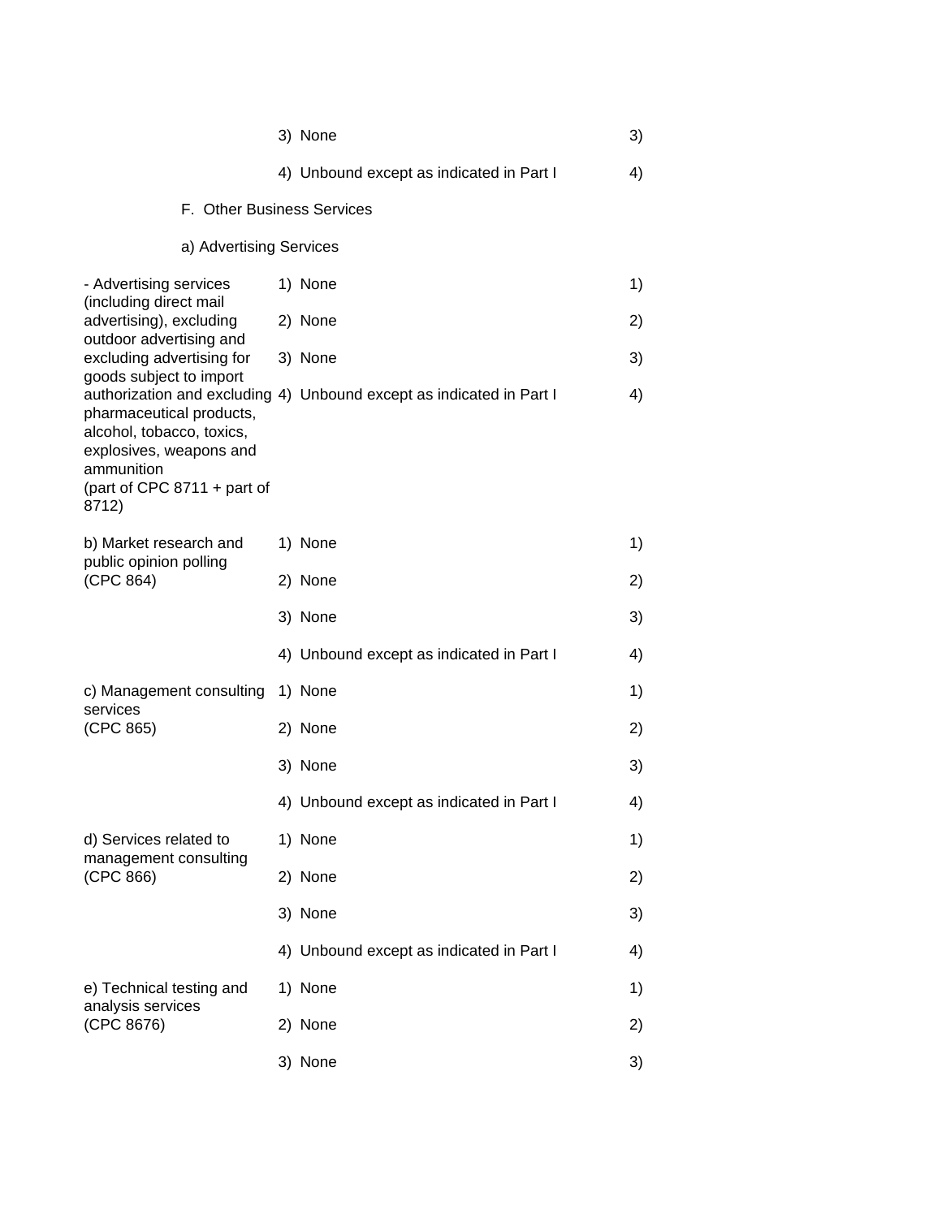| | | |
|---|---|---|
| | 3) None | 3) |
| | 4) Unbound except as indicated in Part I | 4) |

F. Other Business Services

a) Advertising Services

| | | |
|---|---|---|
| - Advertising services (including direct mail advertising), excluding outdoor advertising and excluding advertising for goods subject to import authorization and excluding pharmaceutical products, alcohol, tobacco, toxics, explosives, weapons and ammunition (part of CPC 8711 + part of 8712) | 1) None | 1) |
| | 2) None | 2) |
| | 3) None | 3) |
| | 4) Unbound except as indicated in Part I | 4) |
| b) Market research and public opinion polling (CPC 864) | 1) None | 1) |
| | 2) None | 2) |
| | 3) None | 3) |
| | 4) Unbound except as indicated in Part I | 4) |
| c) Management consulting services (CPC 865) | 1) None | 1) |
| | 2) None | 2) |
| | 3) None | 3) |
| | 4) Unbound except as indicated in Part I | 4) |
| d) Services related to management consulting (CPC 866) | 1) None | 1) |
| | 2) None | 2) |
| | 3) None | 3) |
| | 4) Unbound except as indicated in Part I | 4) |
| e) Technical testing and analysis services (CPC 8676) | 1) None | 1) |
| | 2) None | 2) |
| | 3) None | 3) |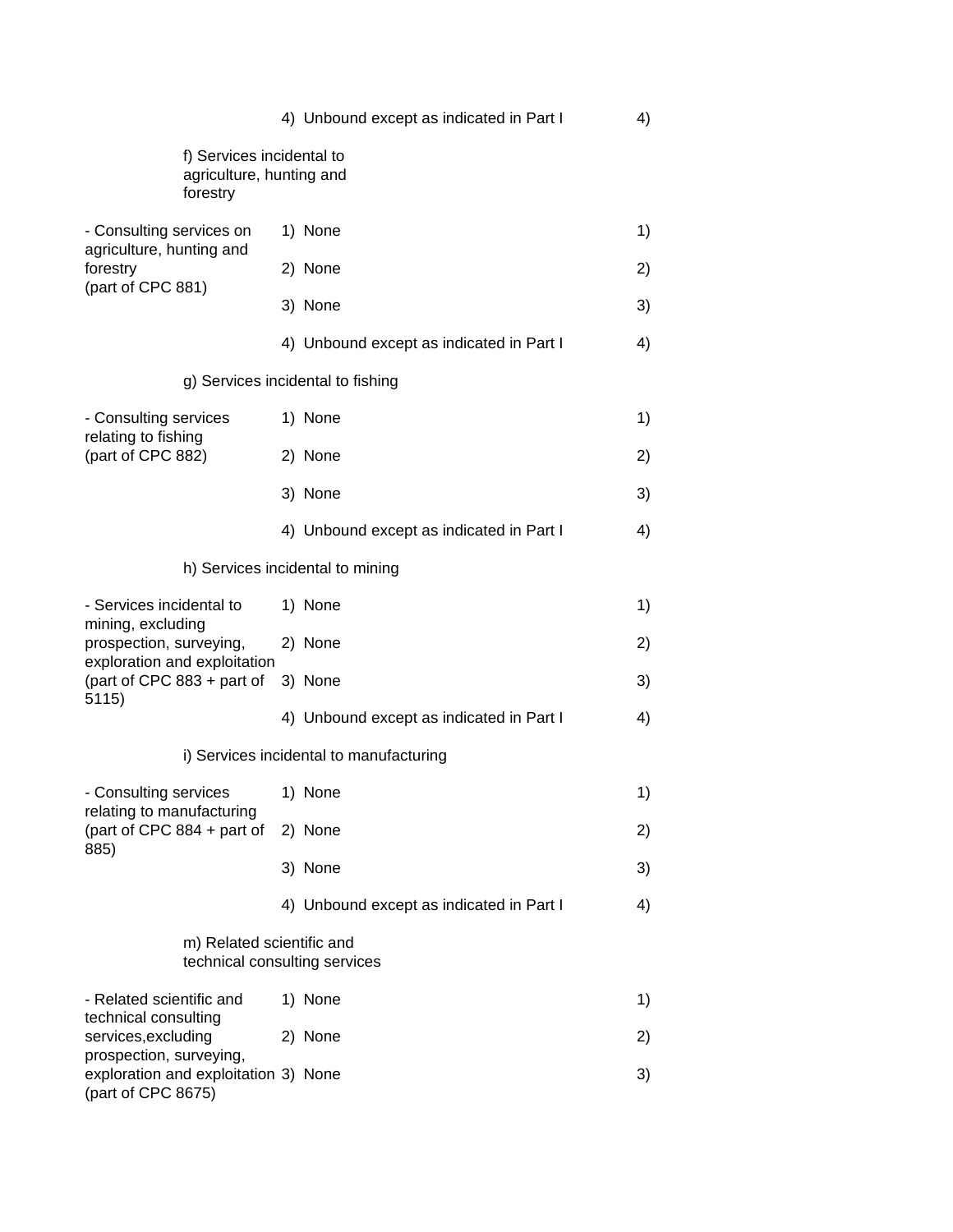| Sector or subsector | Limitations on market access | Limitations on national treatment |
|---|---|---|
| | 4) Unbound except as indicated in Part I | 4) |
| f) Services incidental to agriculture, hunting and forestry | | |
| - Consulting services on agriculture, hunting and forestry (part of CPC 881) | 1) None | 1) |
| | 2) None | 2) |
| | 3) None | 3) |
| | 4) Unbound except as indicated in Part I | 4) |
| g) Services incidental to fishing | | |
| - Consulting services relating to fishing (part of CPC 882) | 1) None | 1) |
| | 2) None | 2) |
| | 3) None | 3) |
| | 4) Unbound except as indicated in Part I | 4) |
| h) Services incidental to mining | | |
| - Services incidental to mining, excluding prospection, surveying, exploration and exploitation (part of CPC 883 + part of 5115) | 1) None | 1) |
| | 2) None | 2) |
| | 3) None | 3) |
| | 4) Unbound except as indicated in Part I | 4) |
| i) Services incidental to manufacturing | | |
| - Consulting services relating to manufacturing (part of CPC 884 + part of 885) | 1) None | 1) |
| | 2) None | 2) |
| | 3) None | 3) |
| | 4) Unbound except as indicated in Part I | 4) |
| m) Related scientific and technical consulting services | | |
| - Related scientific and technical consulting services,excluding prospection, surveying, exploration and exploitation (part of CPC 8675) | 1) None | 1) |
| | 2) None | 2) |
| | 3) None | 3) |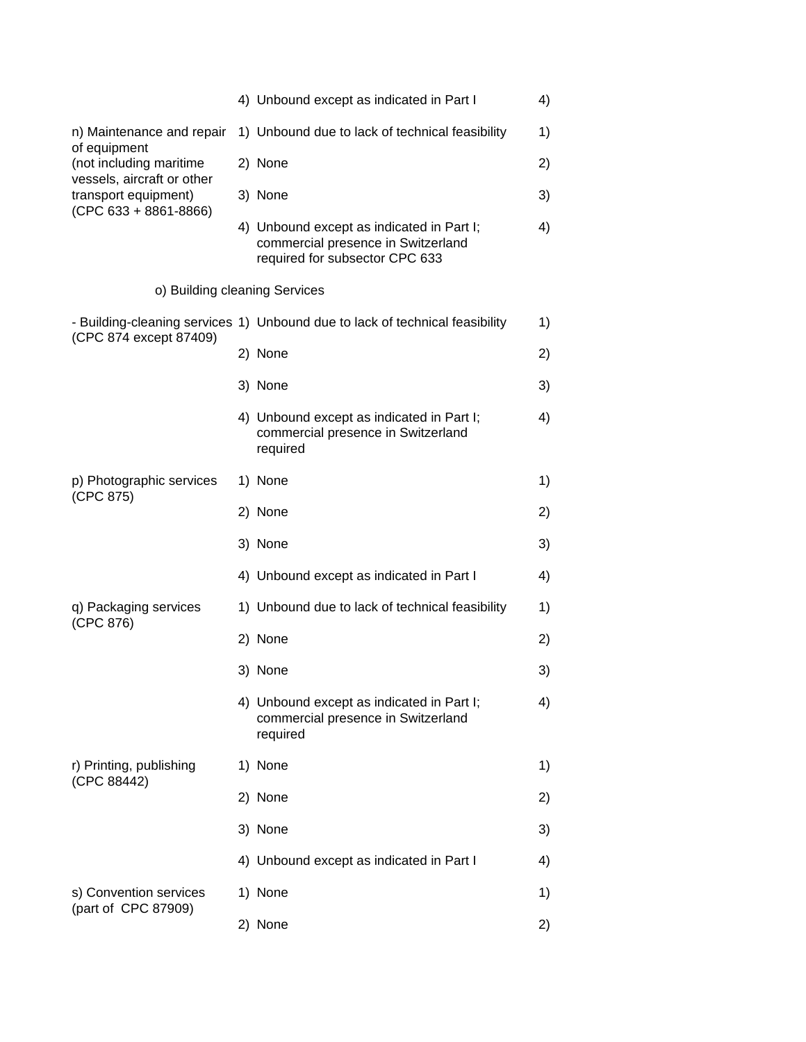| | | |
|---|---|---|
| | 4) Unbound except as indicated in Part I | 4) |
| n) Maintenance and repair of equipment (not including maritime vessels, aircraft or other transport equipment) (CPC 633 + 8861-8866) | 1) Unbound due to lack of technical feasibility | 1) |
| | 2) None | 2) |
| | 3) None | 3) |
| | 4) Unbound except as indicated in Part I; commercial presence in Switzerland required for subsector CPC 633 | 4) |
| o) Building cleaning Services | | |
| - Building-cleaning services (CPC 874 except 87409) | 1) Unbound due to lack of technical feasibility | 1) |
| | 2) None | 2) |
| | 3) None | 3) |
| | 4) Unbound except as indicated in Part I; commercial presence in Switzerland required | 4) |
| p) Photographic services (CPC 875) | 1) None | 1) |
| | 2) None | 2) |
| | 3) None | 3) |
| | 4) Unbound except as indicated in Part I | 4) |
| q) Packaging services (CPC 876) | 1) Unbound due to lack of technical feasibility | 1) |
| | 2) None | 2) |
| | 3) None | 3) |
| | 4) Unbound except as indicated in Part I; commercial presence in Switzerland required | 4) |
| r) Printing, publishing (CPC 88442) | 1) None | 1) |
| | 2) None | 2) |
| | 3) None | 3) |
| | 4) Unbound except as indicated in Part I | 4) |
| s) Convention services (part of CPC 87909) | 1) None | 1) |
| | 2) None | 2) |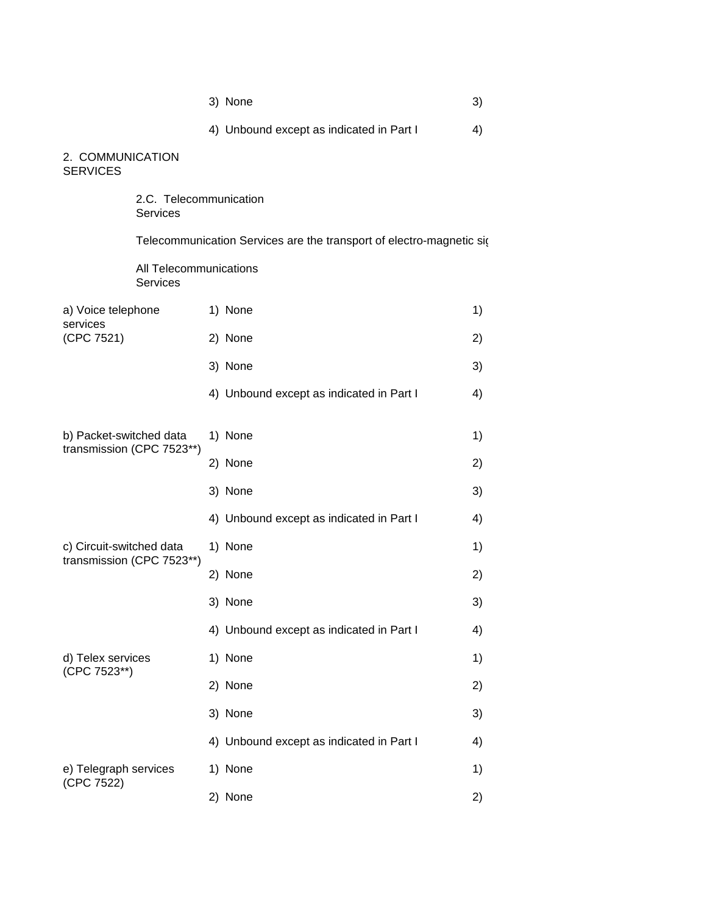| | | |
|---|---|---|
| | 3) None | 3) |
| | 4) Unbound except as indicated in Part I | 4) |

2. COMMUNICATION SERVICES

2.C. Telecommunication Services

Telecommunication Services are the transport of electro-magnetic sig

All Telecommunications Services

| | | |
|---|---|---|
| a) Voice telephone services (CPC 7521) | 1) None | 1) |
| | 2) None | 2) |
| | 3) None | 3) |
| | 4) Unbound except as indicated in Part I | 4) |
| b) Packet-switched data transmission (CPC 7523**) | 1) None | 1) |
| | 2) None | 2) |
| | 3) None | 3) |
| | 4) Unbound except as indicated in Part I | 4) |
| c) Circuit-switched data transmission (CPC 7523**) | 1) None | 1) |
| | 2) None | 2) |
| | 3) None | 3) |
| | 4) Unbound except as indicated in Part I | 4) |
| d) Telex services (CPC 7523**) | 1) None | 1) |
| | 2) None | 2) |
| | 3) None | 3) |
| | 4) Unbound except as indicated in Part I | 4) |
| e) Telegraph services (CPC 7522) | 1) None | 1) |
| | 2) None | 2) |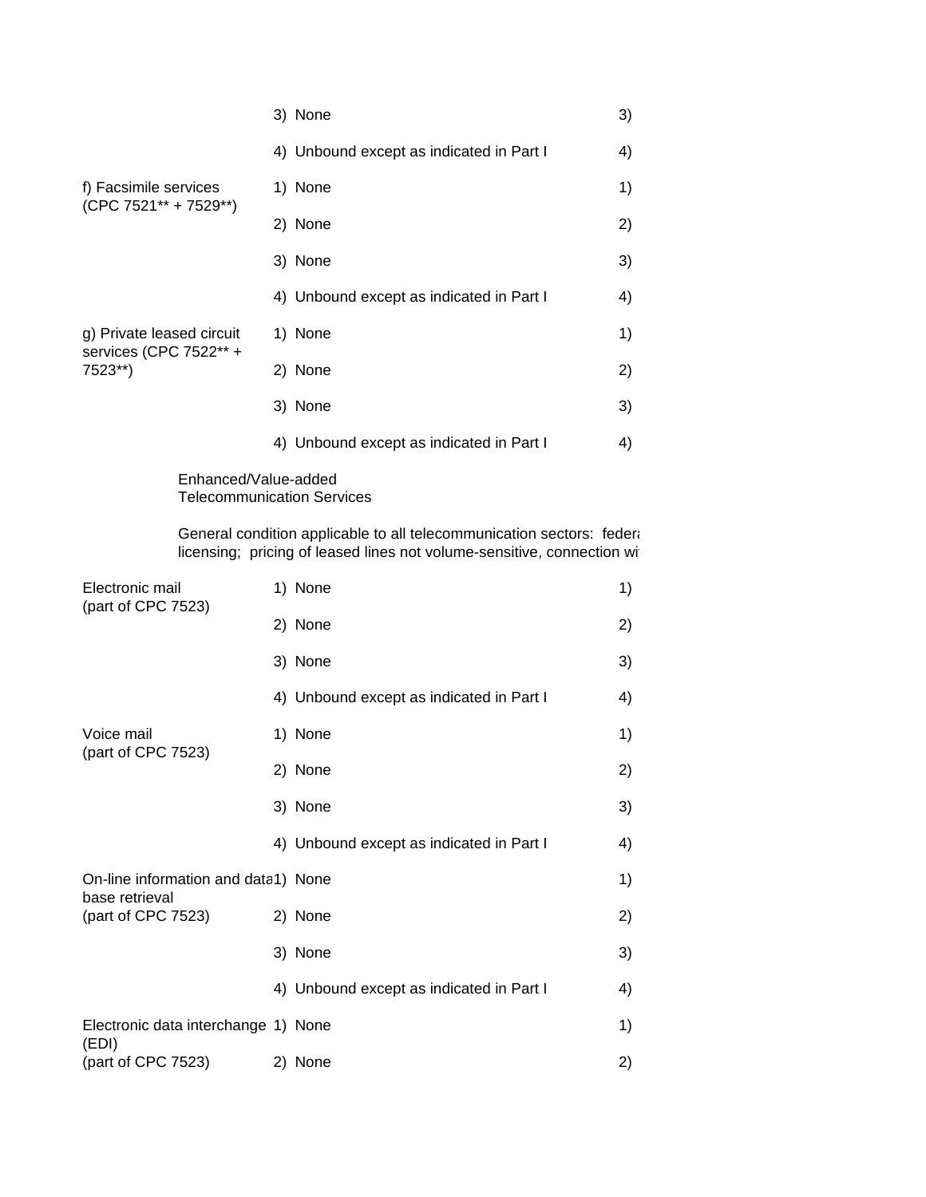| | | |
|---|---|---|
| | 3) None | 3) |
| | 4) Unbound except as indicated in Part I | 4) |
| f) Facsimile services (CPC 7521** + 7529**) | 1) None | 1) |
| | 2) None | 2) |
| | 3) None | 3) |
| | 4) Unbound except as indicated in Part I | 4) |
| g) Private leased circuit services (CPC 7522** + 7523**) | 1) None | 1) |
| | 2) None | 2) |
| | 3) None | 3) |
| | 4) Unbound except as indicated in Part I | 4) |

Enhanced/Value-added Telecommunication Services

General condition applicable to all telecommunication sectors: federa licensing; pricing of leased lines not volume-sensitive, connection wi

| | | |
|---|---|---|
| Electronic mail (part of CPC 7523) | 1) None | 1) |
| | 2) None | 2) |
| | 3) None | 3) |
| | 4) Unbound except as indicated in Part I | 4) |
| Voice mail (part of CPC 7523) | 1) None | 1) |
| | 2) None | 2) |
| | 3) None | 3) |
| | 4) Unbound except as indicated in Part I | 4) |
| On-line information and data base retrieval (part of CPC 7523) | 1) None | 1) |
| | 2) None | 2) |
| | 3) None | 3) |
| | 4) Unbound except as indicated in Part I | 4) |
| Electronic data interchange (EDI) (part of CPC 7523) | 1) None | 1) |
| | 2) None | 2) |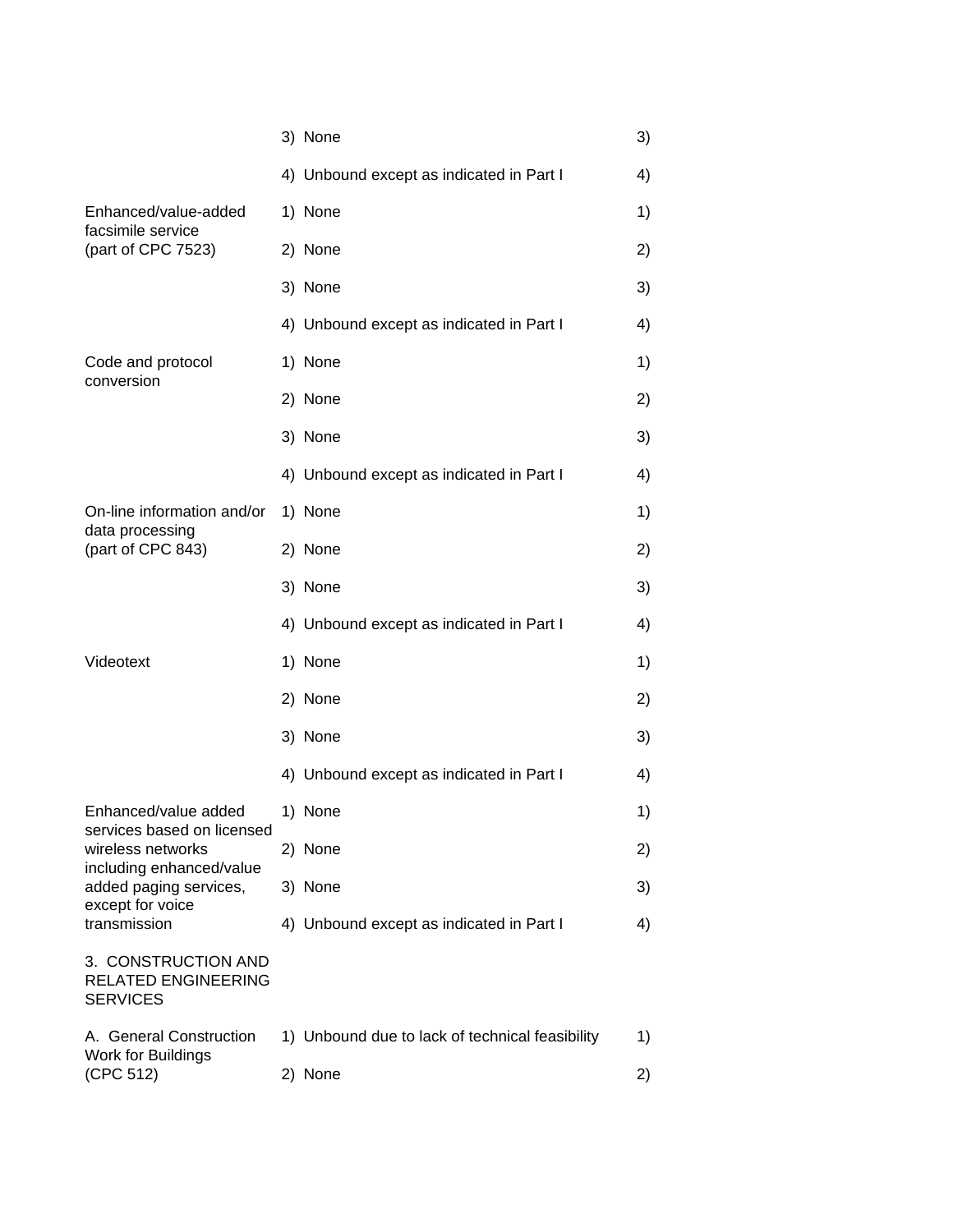| | | |
|---|---|---|
| | 3) None | 3) |
| | 4) Unbound except as indicated in Part I | 4) |
| Enhanced/value-added facsimile service (part of CPC 7523) | 1) None | 1) |
| | 2) None | 2) |
| | 3) None | 3) |
| | 4) Unbound except as indicated in Part I | 4) |
| Code and protocol conversion | 1) None | 1) |
| | 2) None | 2) |
| | 3) None | 3) |
| | 4) Unbound except as indicated in Part I | 4) |
| On-line information and/or data processing (part of CPC 843) | 1) None | 1) |
| | 2) None | 2) |
| | 3) None | 3) |
| | 4) Unbound except as indicated in Part I | 4) |
| Videotext | 1) None | 1) |
| | 2) None | 2) |
| | 3) None | 3) |
| | 4) Unbound except as indicated in Part I | 4) |
| Enhanced/value added services based on licensed wireless networks including enhanced/value added paging services, except for voice transmission | 1) None | 1) |
| | 2) None | 2) |
| | 3) None | 3) |
| | 4) Unbound except as indicated in Part I | 4) |
| 3. CONSTRUCTION AND RELATED ENGINEERING SERVICES | | |
| A. General Construction Work for Buildings (CPC 512) | 1) Unbound due to lack of technical feasibility | 1) |
| | 2) None | 2) |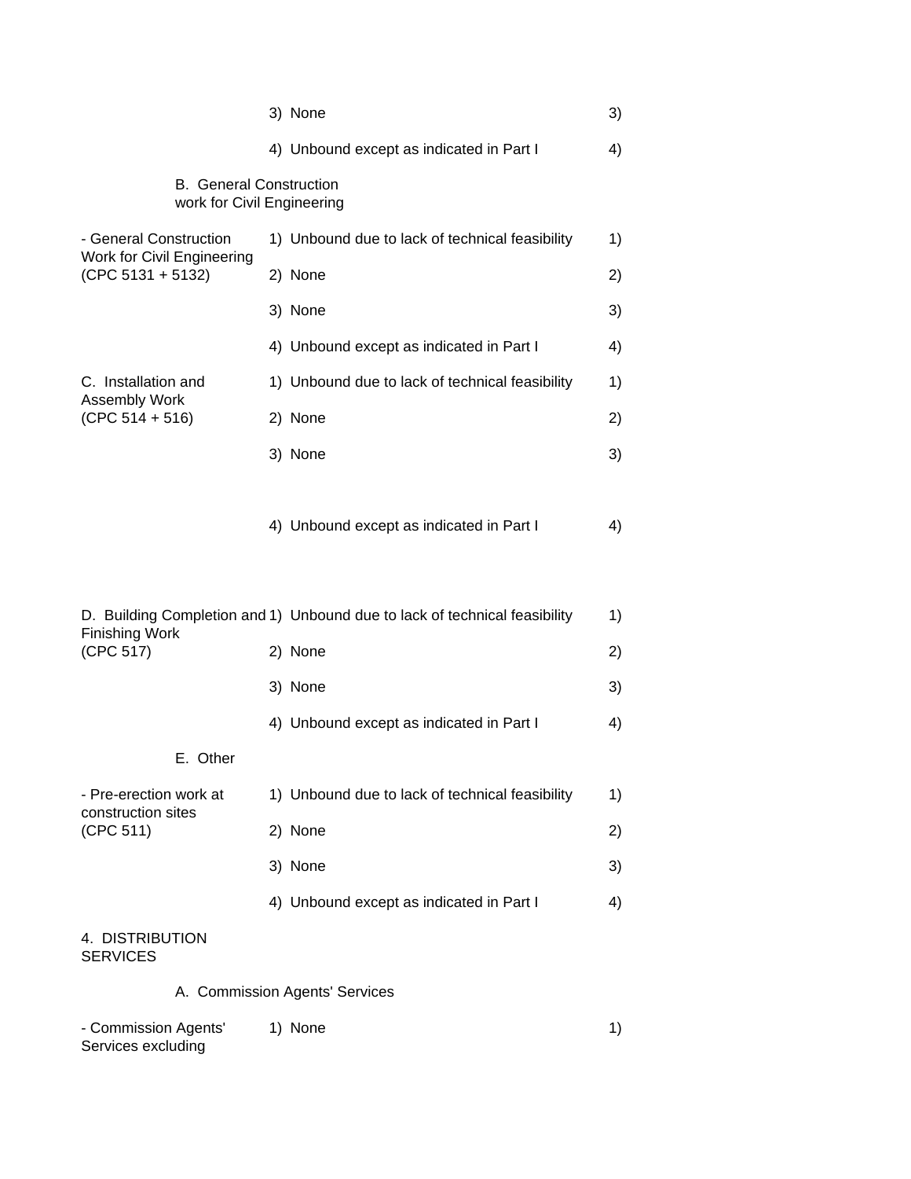| Sector or sub-sector | Limitations on market access | |
|---|---|---|
| | 3) None | 3) |
| | 4) Unbound except as indicated in Part I | 4) |
| B. General Construction work for Civil Engineering | | |
| - General Construction Work for Civil Engineering (CPC 5131 + 5132) | 1) Unbound due to lack of technical feasibility | 1) |
| | 2) None | 2) |
| | 3) None | 3) |
| | 4) Unbound except as indicated in Part I | 4) |
| C. Installation and Assembly Work (CPC 514 + 516) | 1) Unbound due to lack of technical feasibility | 1) |
| | 2) None | 2) |
| | 3) None | 3) |
| | 4) Unbound except as indicated in Part I | 4) |
| D. Building Completion and Finishing Work (CPC 517) | 1) Unbound due to lack of technical feasibility | 1) |
| | 2) None | 2) |
| | 3) None | 3) |
| | 4) Unbound except as indicated in Part I | 4) |
| E. Other | | |
| - Pre-erection work at construction sites (CPC 511) | 1) Unbound due to lack of technical feasibility | 1) |
| | 2) None | 2) |
| | 3) None | 3) |
| | 4) Unbound except as indicated in Part I | 4) |
| 4. DISTRIBUTION SERVICES | | |
| A. Commission Agents' Services | | |
| - Commission Agents' Services excluding | 1) None | 1) |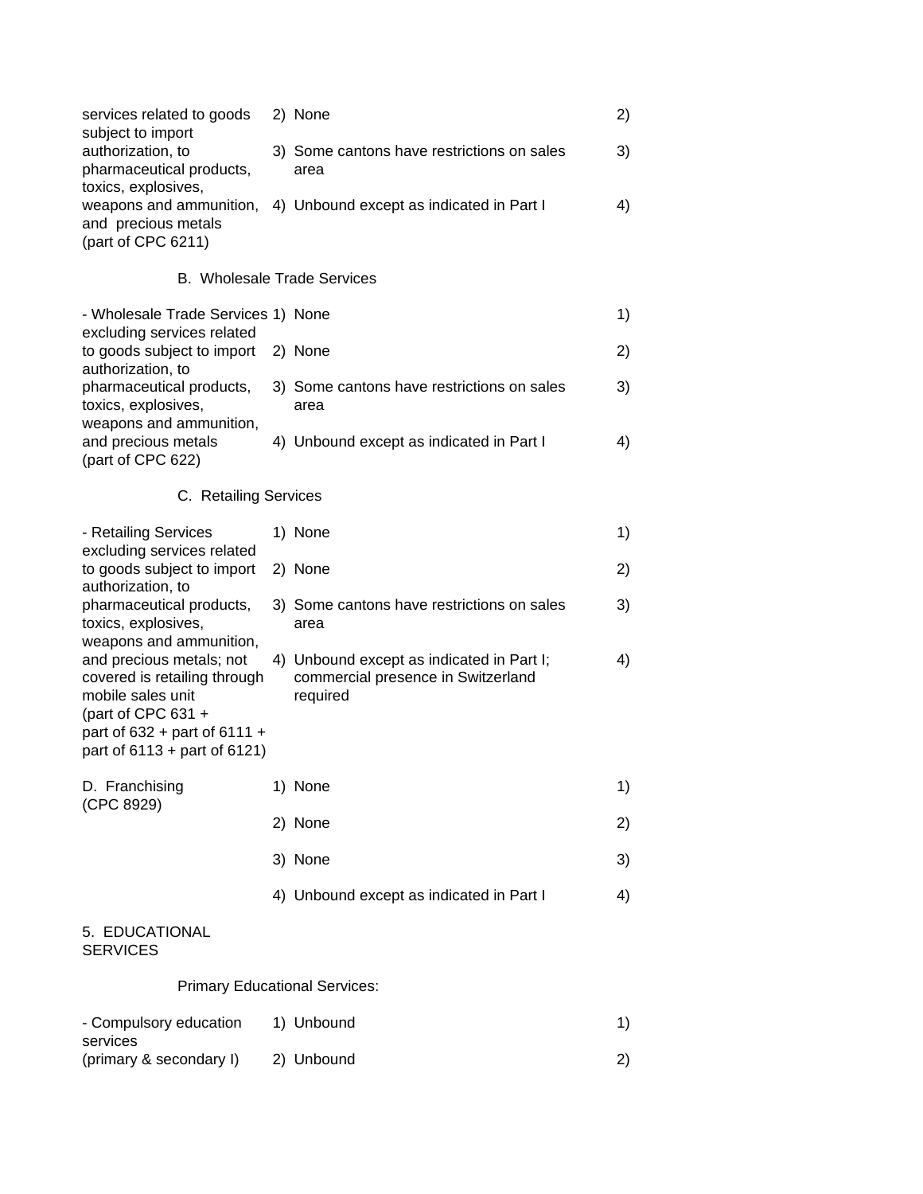| | | |
|---|---|---|
| services related to goods subject to import authorization, to pharmaceutical products, toxics, explosives, weapons and ammunition, and precious metals (part of CPC 6211) | 2) None | 2) |
| | 3) Some cantons have restrictions on sales area | 3) |
| | 4) Unbound except as indicated in Part I | 4) |
| B. Wholesale Trade Services | | |
| - Wholesale Trade Services excluding services related to goods subject to import authorization, to pharmaceutical products, toxics, explosives, weapons and ammunition, and precious metals (part of CPC 622) | 1) None | 1) |
| | 2) None | 2) |
| | 3) Some cantons have restrictions on sales area | 3) |
| | 4) Unbound except as indicated in Part I | 4) |
| C. Retailing Services | | |
| - Retailing Services excluding services related to goods subject to import authorization, to pharmaceutical products, toxics, explosives, weapons and ammunition, and precious metals; not covered is retailing through mobile sales unit (part of CPC 631 + part of 632 + part of 6111 + part of 6113 + part of 6121) | 1) None | 1) |
| | 2) None | 2) |
| | 3) Some cantons have restrictions on sales area | 3) |
| | 4) Unbound except as indicated in Part I; commercial presence in Switzerland required | 4) |
| D. Franchising (CPC 8929) | 1) None | 1) |
| | 2) None | 2) |
| | 3) None | 3) |
| | 4) Unbound except as indicated in Part I | 4) |
| 5. EDUCATIONAL SERVICES | | |
| Primary Educational Services: | | |
| - Compulsory education services (primary & secondary I) | 1) Unbound | 1) |
| | 2) Unbound | 2) |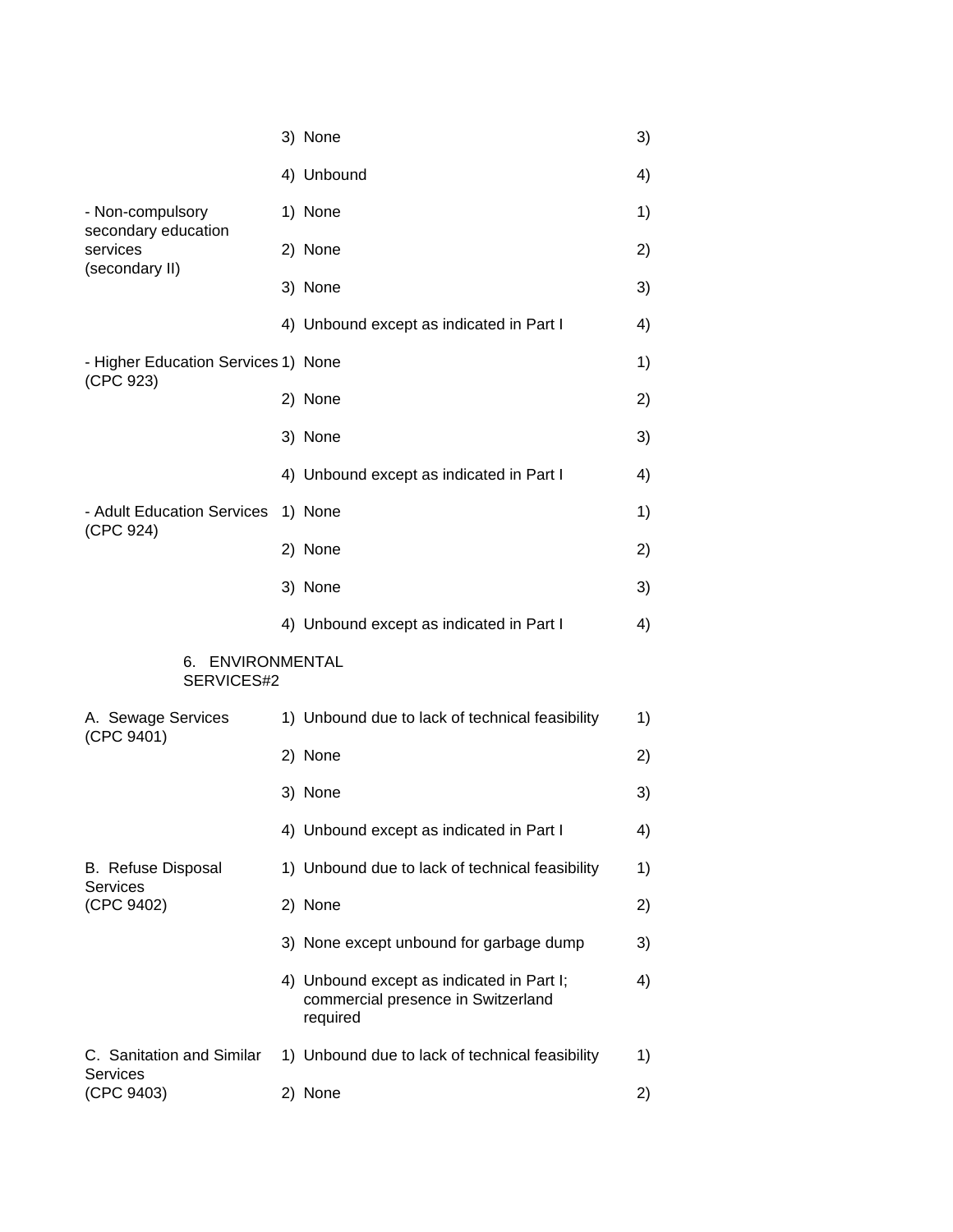| | | |
|---|---|---|
| | 3) None | 3) |
| | 4) Unbound | 4) |
| - Non-compulsory secondary education services (secondary II) | 1) None | 1) |
| | 2) None | 2) |
| | 3) None | 3) |
| | 4) Unbound except as indicated in Part I | 4) |
| - Higher Education Services (CPC 923) | 1) None | 1) |
| | 2) None | 2) |
| | 3) None | 3) |
| | 4) Unbound except as indicated in Part I | 4) |
| - Adult Education Services (CPC 924) | 1) None | 1) |
| | 2) None | 2) |
| | 3) None | 3) |
| | 4) Unbound except as indicated in Part I | 4) |
| 6. ENVIRONMENTAL SERVICES#2 | | |
| A. Sewage Services (CPC 9401) | 1) Unbound due to lack of technical feasibility | 1) |
| | 2) None | 2) |
| | 3) None | 3) |
| | 4) Unbound except as indicated in Part I | 4) |
| B. Refuse Disposal Services (CPC 9402) | 1) Unbound due to lack of technical feasibility | 1) |
| | 2) None | 2) |
| | 3) None except unbound for garbage dump | 3) |
| | 4) Unbound except as indicated in Part I; commercial presence in Switzerland required | 4) |
| C. Sanitation and Similar Services (CPC 9403) | 1) Unbound due to lack of technical feasibility | 1) |
| | 2) None | 2) |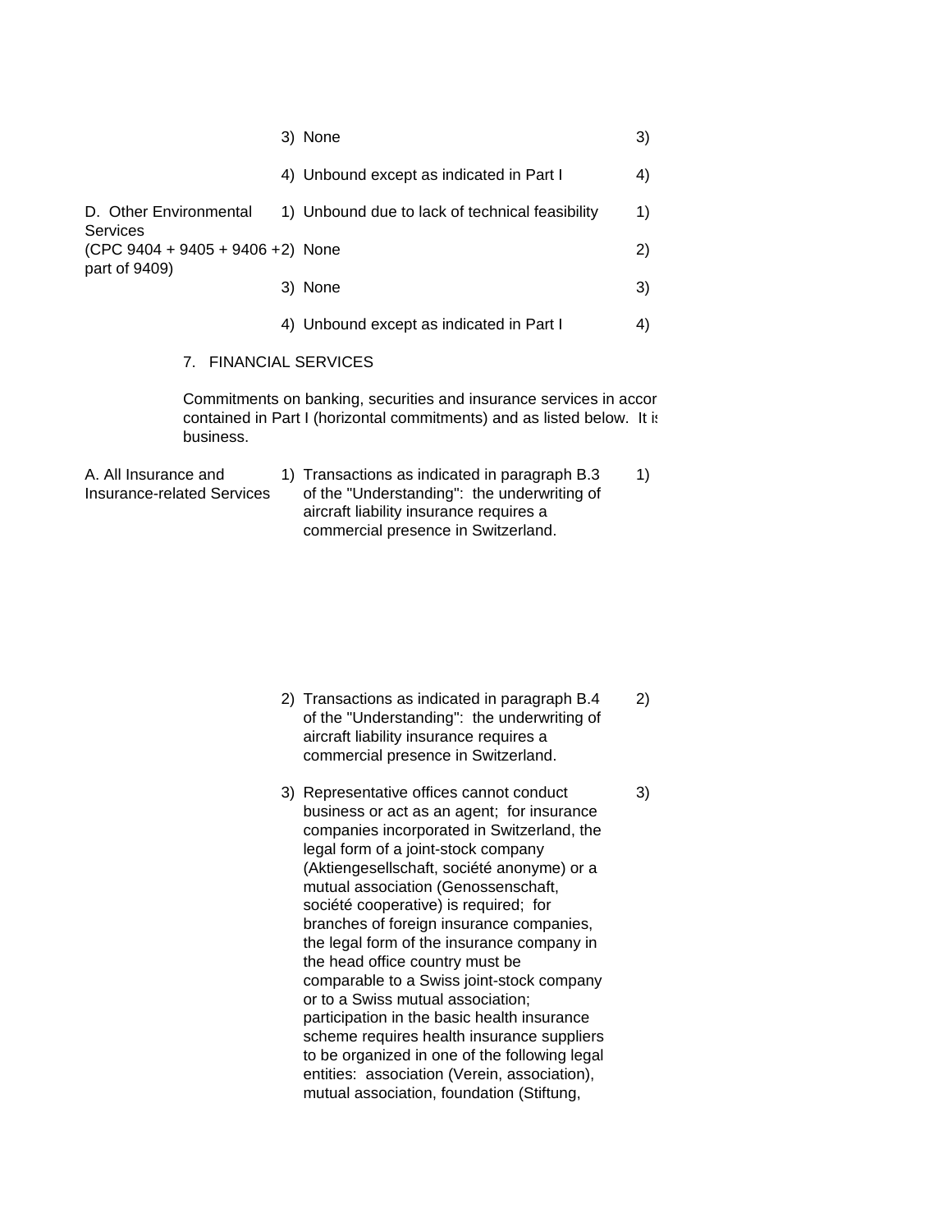| | | |
|---|---|---|
| | 3) None | 3) |
| | 4) Unbound except as indicated in Part I | 4) |
| D. Other Environmental Services (CPC 9404 + 9405 + 9406 + part of 9409) | 1) Unbound due to lack of technical feasibility | 1) |
| | 2) None | 2) |
| | 3) None | 3) |
| | 4) Unbound except as indicated in Part I | 4) |

7. FINANCIAL SERVICES

Commitments on banking, securities and insurance services in accor contained in Part I (horizontal commitments) and as listed below. It is business.

| | | |
|---|---|---|
| A. All Insurance and Insurance-related Services | 1) Transactions as indicated in paragraph B.3 of the "Understanding": the underwriting of aircraft liability insurance requires a commercial presence in Switzerland. | 1) |
| | 2) Transactions as indicated in paragraph B.4 of the "Understanding": the underwriting of aircraft liability insurance requires a commercial presence in Switzerland. | 2) |
| | 3) Representative offices cannot conduct business or act as an agent; for insurance companies incorporated in Switzerland, the legal form of a joint-stock company (Aktiengesellschaft, société anonyme) or a mutual association (Genossenschaft, société cooperative) is required; for branches of foreign insurance companies, the legal form of the insurance company in the head office country must be comparable to a Swiss joint-stock company or to a Swiss mutual association; participation in the basic health insurance scheme requires health insurance suppliers to be organized in one of the following legal entities: association (Verein, association), mutual association, foundation (Stiftung, | 3) |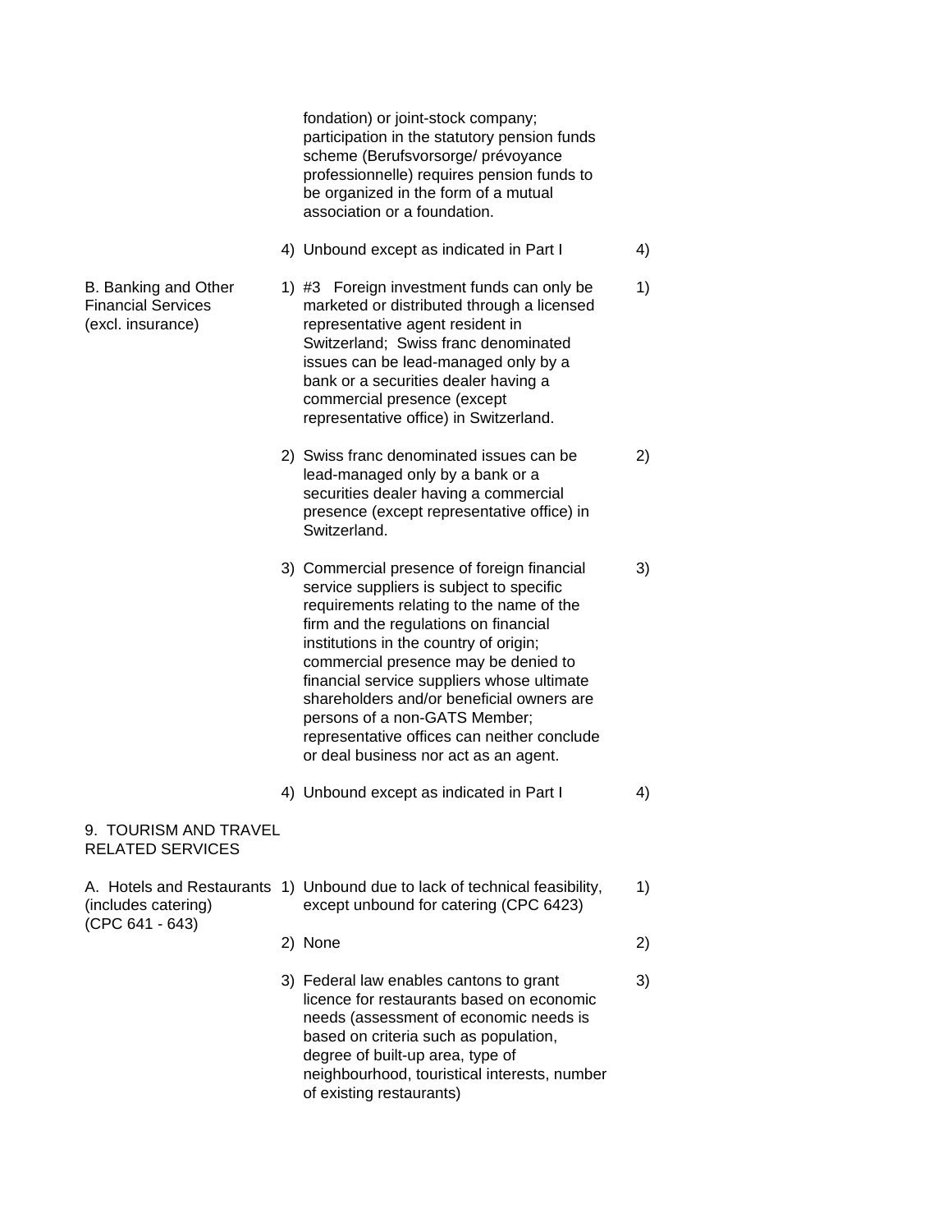| | | |
|---|---|---|
| | fondation) or joint-stock company; participation in the statutory pension funds scheme (Berufsvorsorge/ prévoyance professionnelle) requires pension funds to be organized in the form of a mutual association or a foundation. | |
| | 4) Unbound except as indicated in Part I | 4) |
| B. Banking and Other Financial Services (excl. insurance) | 1) #3 Foreign investment funds can only be marketed or distributed through a licensed representative agent resident in Switzerland; Swiss franc denominated issues can be lead-managed only by a bank or a securities dealer having a commercial presence (except representative office) in Switzerland. | 1) |
| | 2) Swiss franc denominated issues can be lead-managed only by a bank or a securities dealer having a commercial presence (except representative office) in Switzerland. | 2) |
| | 3) Commercial presence of foreign financial service suppliers is subject to specific requirements relating to the name of the firm and the regulations on financial institutions in the country of origin; commercial presence may be denied to financial service suppliers whose ultimate shareholders and/or beneficial owners are persons of a non-GATS Member; representative offices can neither conclude or deal business nor act as an agent. | 3) |
| | 4) Unbound except as indicated in Part I | 4) |
| 9. TOURISM AND TRAVEL RELATED SERVICES | | |
| A. Hotels and Restaurants (includes catering) (CPC 641 - 643) | 1) Unbound due to lack of technical feasibility, except unbound for catering (CPC 6423) | 1) |
| | 2) None | 2) |
| | 3) Federal law enables cantons to grant licence for restaurants based on economic needs (assessment of economic needs is based on criteria such as population, degree of built-up area, type of neighbourhood, touristical interests, number of existing restaurants) | 3) |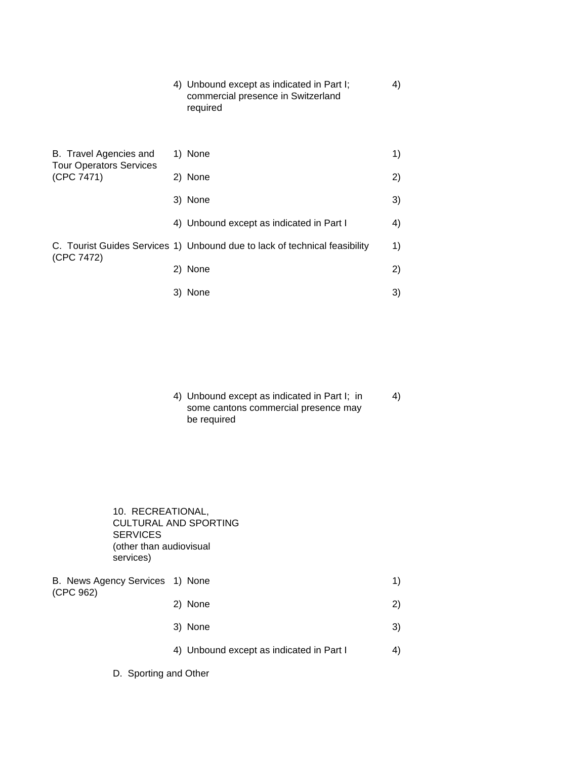| Sector or subsector | Limitations on market access | Limitations on national treatment |
| --- | --- | --- |
| | 4) Unbound except as indicated in Part I; commercial presence in Switzerland required | 4) |
| B. Travel Agencies and Tour Operators Services (CPC 7471) | 1) None | 1) |
| | 2) None | 2) |
| | 3) None | 3) |
| | 4) Unbound except as indicated in Part I | 4) |
| C. Tourist Guides Services (CPC 7472) | 1) Unbound due to lack of technical feasibility | 1) |
| | 2) None | 2) |
| | 3) None | 3) |
| | 4) Unbound except as indicated in Part I; in some cantons commercial presence may be required | 4) |
| 10. RECREATIONAL, CULTURAL AND SPORTING SERVICES (other than audiovisual services) | | |
| B. News Agency Services (CPC 962) | 1) None | 1) |
| | 2) None | 2) |
| | 3) None | 3) |
| | 4) Unbound except as indicated in Part I | 4) |
| D. Sporting and Other | | |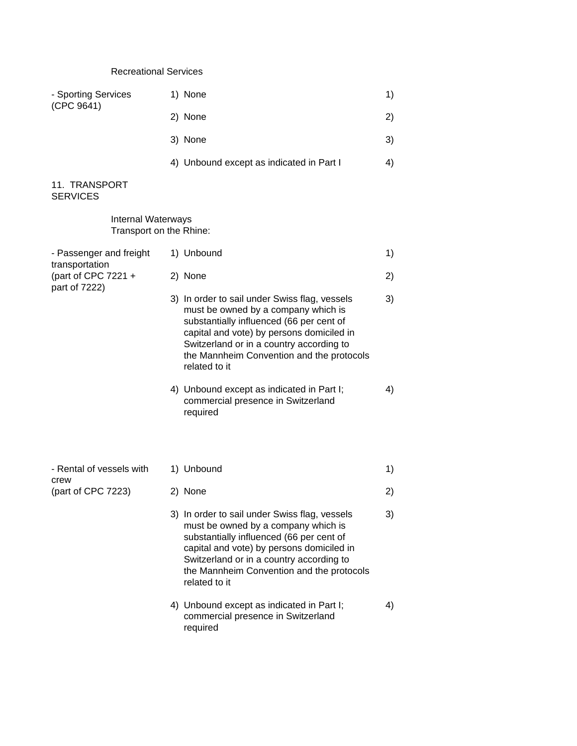| | | |
|---|---|---|
| Recreational Services | | |
| - Sporting Services (CPC 9641) | 1) None<br>2) None<br>3) None<br>4) Unbound except as indicated in Part I | 1)<br>2)<br>3)<br>4) |
| 11. TRANSPORT SERVICES | | |
| Internal Waterways<br>Transport on the Rhine: | | |
| - Passenger and freight transportation (part of CPC 7221 + part of 7222) | 1) Unbound<br>2) None<br>3) In order to sail under Swiss flag, vessels must be owned by a company which is substantially influenced (66 per cent of capital and vote) by persons domiciled in Switzerland or in a country according to the Mannheim Convention and the protocols related to it<br>4) Unbound except as indicated in Part I; commercial presence in Switzerland required | 1)<br>2)<br>3)<br>4) |
| - Rental of vessels with crew (part of CPC 7223) | 1) Unbound<br>2) None<br>3) In order to sail under Swiss flag, vessels must be owned by a company which is substantially influenced (66 per cent of capital and vote) by persons domiciled in Switzerland or in a country according to the Mannheim Convention and the protocols related to it<br>4) Unbound except as indicated in Part I; commercial presence in Switzerland required | 1)<br>2)<br>3)<br>4) |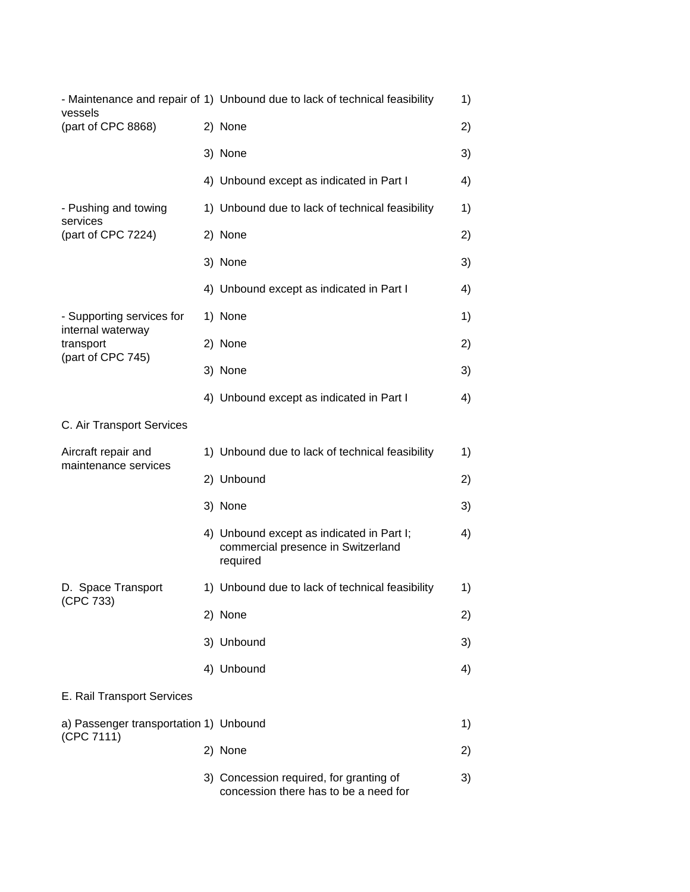| | | |
|---|---|---|
| - Maintenance and repair of vessels (part of CPC 8868) | 1) Unbound due to lack of technical feasibility | 1) |
| | 2) None | 2) |
| | 3) None | 3) |
| | 4) Unbound except as indicated in Part I | 4) |
| - Pushing and towing services (part of CPC 7224) | 1) Unbound due to lack of technical feasibility | 1) |
| | 2) None | 2) |
| | 3) None | 3) |
| | 4) Unbound except as indicated in Part I | 4) |
| - Supporting services for internal waterway transport (part of CPC 745) | 1) None | 1) |
| | 2) None | 2) |
| | 3) None | 3) |
| | 4) Unbound except as indicated in Part I | 4) |
| C. Air Transport Services | | |
| Aircraft repair and maintenance services | 1) Unbound due to lack of technical feasibility | 1) |
| | 2) Unbound | 2) |
| | 3) None | 3) |
| | 4) Unbound except as indicated in Part I; commercial presence in Switzerland required | 4) |
| D. Space Transport (CPC 733) | 1) Unbound due to lack of technical feasibility | 1) |
| | 2) None | 2) |
| | 3) Unbound | 3) |
| | 4) Unbound | 4) |
| E. Rail Transport Services | | |
| a) Passenger transportation (CPC 7111) | 1) Unbound | 1) |
| | 2) None | 2) |
| | 3) Concession required, for granting of concession there has to be a need for | 3) |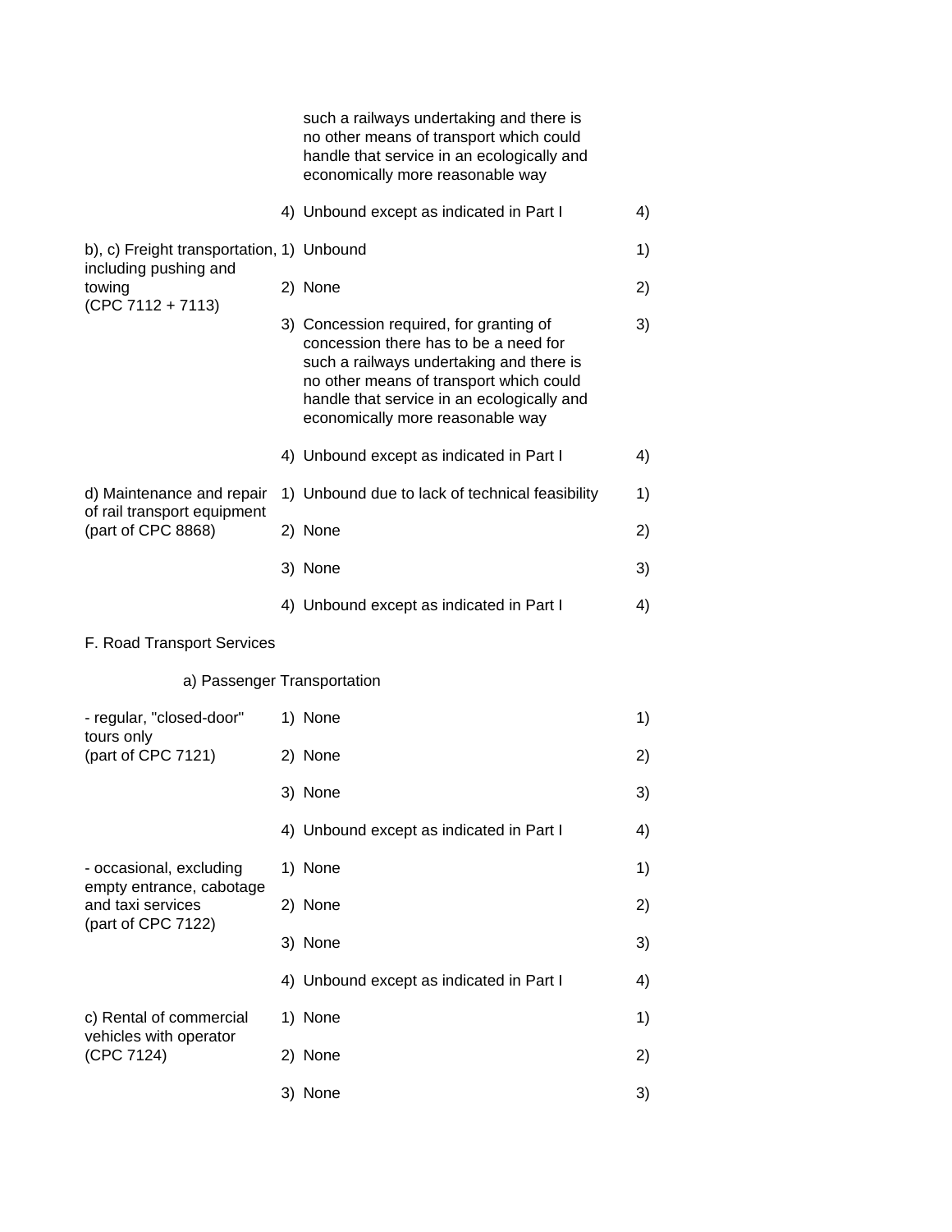| | | |
|---|---|---|
| | such a railways undertaking and there is no other means of transport which could handle that service in an ecologically and economically more reasonable way | |
| | 4) Unbound except as indicated in Part I | 4) |
| b), c) Freight transportation, including pushing and towing (CPC 7112 + 7113) | 1) Unbound | 1) |
| | 2) None | 2) |
| | 3) Concession required, for granting of concession there has to be a need for such a railways undertaking and there is no other means of transport which could handle that service in an ecologically and economically more reasonable way | 3) |
| | 4) Unbound except as indicated in Part I | 4) |
| d) Maintenance and repair of rail transport equipment (part of CPC 8868) | 1) Unbound due to lack of technical feasibility | 1) |
| | 2) None | 2) |
| | 3) None | 3) |
| | 4) Unbound except as indicated in Part I | 4) |

F. Road Transport Services

a) Passenger Transportation

| | | |
|---|---|---|
| - regular, "closed-door" tours only (part of CPC 7121) | 1) None | 1) |
| | 2) None | 2) |
| | 3) None | 3) |
| | 4) Unbound except as indicated in Part I | 4) |
| - occasional, excluding empty entrance, cabotage and taxi services (part of CPC 7122) | 1) None | 1) |
| | 2) None | 2) |
| | 3) None | 3) |
| | 4) Unbound except as indicated in Part I | 4) |
| c) Rental of commercial vehicles with operator (CPC 7124) | 1) None | 1) |
| | 2) None | 2) |
| | 3) None | 3) |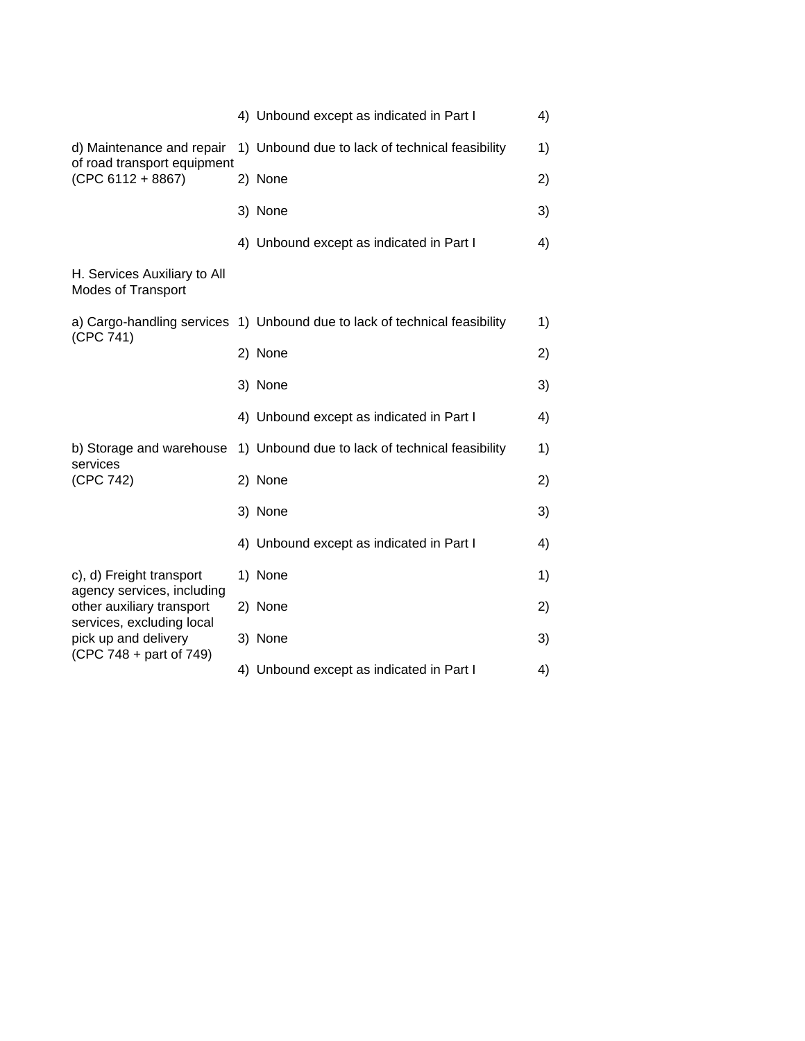| | | |
|---|---|---|
| | 4) Unbound except as indicated in Part I | 4) |
| d) Maintenance and repair of road transport equipment (CPC 6112 + 8867) | 1) Unbound due to lack of technical feasibility | 1) |
| | 2) None | 2) |
| | 3) None | 3) |
| | 4) Unbound except as indicated in Part I | 4) |
| H. Services Auxiliary to All Modes of Transport | | |
| a) Cargo-handling services (CPC 741) | 1) Unbound due to lack of technical feasibility | 1) |
| | 2) None | 2) |
| | 3) None | 3) |
| | 4) Unbound except as indicated in Part I | 4) |
| b) Storage and warehouse services (CPC 742) | 1) Unbound due to lack of technical feasibility | 1) |
| | 2) None | 2) |
| | 3) None | 3) |
| | 4) Unbound except as indicated in Part I | 4) |
| c), d) Freight transport agency services, including other auxiliary transport services, excluding local pick up and delivery (CPC 748 + part of 749) | 1) None | 1) |
| | 2) None | 2) |
| | 3) None | 3) |
| | 4) Unbound except as indicated in Part I | 4) |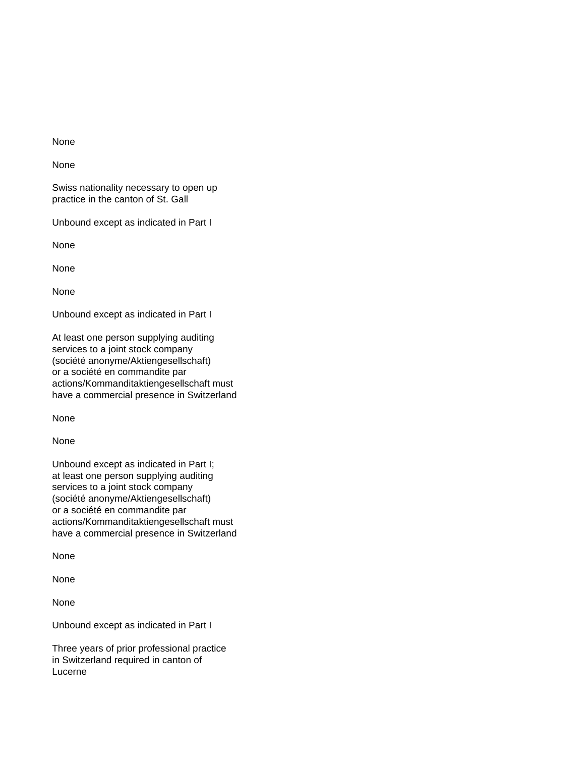None

None

Swiss nationality necessary to open up practice in the canton of St. Gall

Unbound except as indicated in Part I

None

None

None

Unbound except as indicated in Part I

At least one person supplying auditing services to a joint stock company (société anonyme/Aktiengesellschaft) or a société en commandite par actions/Kommanditaktiengesellschaft must have a commercial presence in Switzerland

None

None

Unbound except as indicated in Part I; at least one person supplying auditing services to a joint stock company (société anonyme/Aktiengesellschaft) or a société en commandite par actions/Kommanditaktiengesellschaft must have a commercial presence in Switzerland

None

None

None

Unbound except as indicated in Part I

Three years of prior professional practice in Switzerland required in canton of Lucerne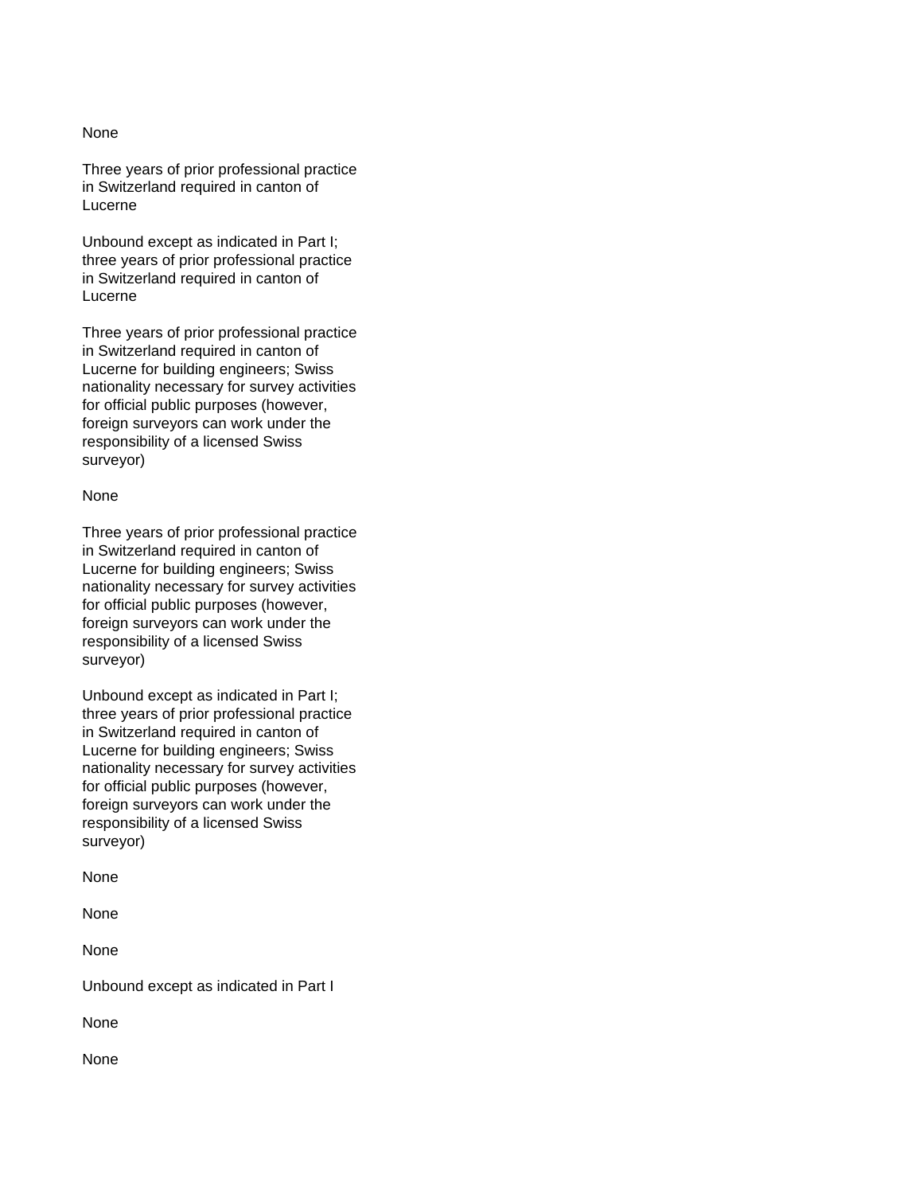None

Three years of prior professional practice in Switzerland required in canton of Lucerne

Unbound except as indicated in Part I; three years of prior professional practice in Switzerland required in canton of Lucerne

Three years of prior professional practice in Switzerland required in canton of Lucerne for building engineers; Swiss nationality necessary for survey activities for official public purposes (however, foreign surveyors can work under the responsibility of a licensed Swiss surveyor)

None

Three years of prior professional practice in Switzerland required in canton of Lucerne for building engineers; Swiss nationality necessary for survey activities for official public purposes (however, foreign surveyors can work under the responsibility of a licensed Swiss surveyor)

Unbound except as indicated in Part I; three years of prior professional practice in Switzerland required in canton of Lucerne for building engineers; Swiss nationality necessary for survey activities for official public purposes (however, foreign surveyors can work under the responsibility of a licensed Swiss surveyor)

None

None

None

Unbound except as indicated in Part I

None

None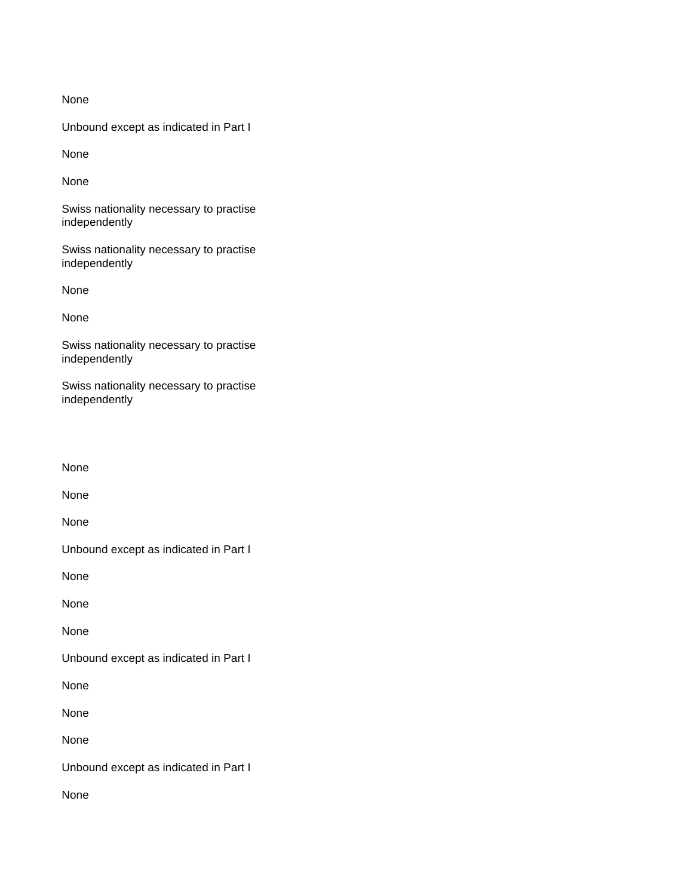None

Unbound except as indicated in Part I

None

None

Swiss nationality necessary to practise independently

Swiss nationality necessary to practise independently

None

None

Swiss nationality necessary to practise independently

Swiss nationality necessary to practise independently

None

None

None

Unbound except as indicated in Part I

None

None

None

Unbound except as indicated in Part I

None

None

None

Unbound except as indicated in Part I

None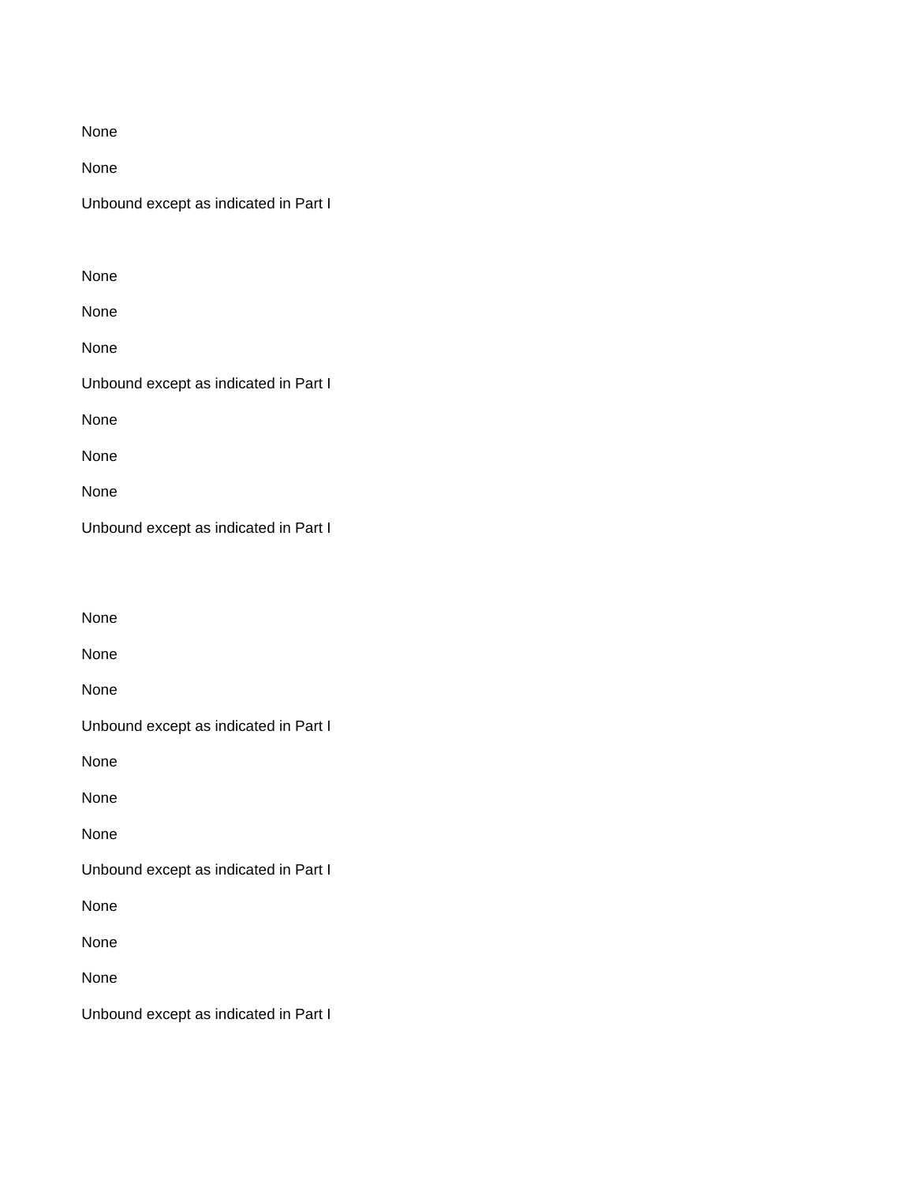None

None

Unbound except as indicated in Part I

None

None

None

Unbound except as indicated in Part I

None

None

None

Unbound except as indicated in Part I

None

None

None

Unbound except as indicated in Part I

None

None

None

Unbound except as indicated in Part I

None

None

None

Unbound except as indicated in Part I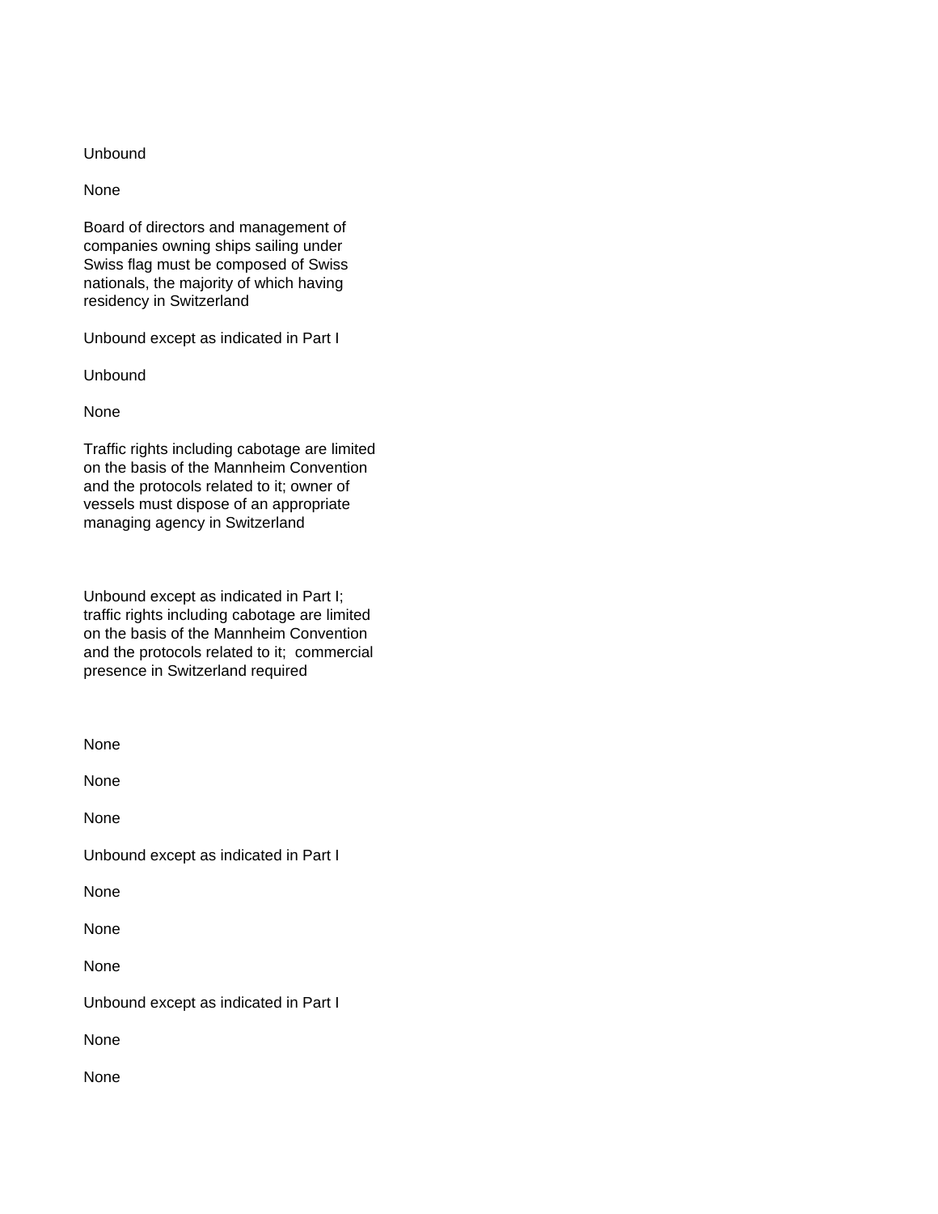Unbound

None

Board of directors and management of companies owning ships sailing under Swiss flag must be composed of Swiss nationals, the majority of which having residency in Switzerland

Unbound except as indicated in Part I

Unbound

None

Traffic rights including cabotage are limited on the basis of the Mannheim Convention and the protocols related to it; owner of vessels must dispose of an appropriate managing agency in Switzerland

Unbound except as indicated in Part I; traffic rights including cabotage are limited on the basis of the Mannheim Convention and the protocols related to it; commercial presence in Switzerland required

None

None

None

Unbound except as indicated in Part I

None

None

None

Unbound except as indicated in Part I

None

None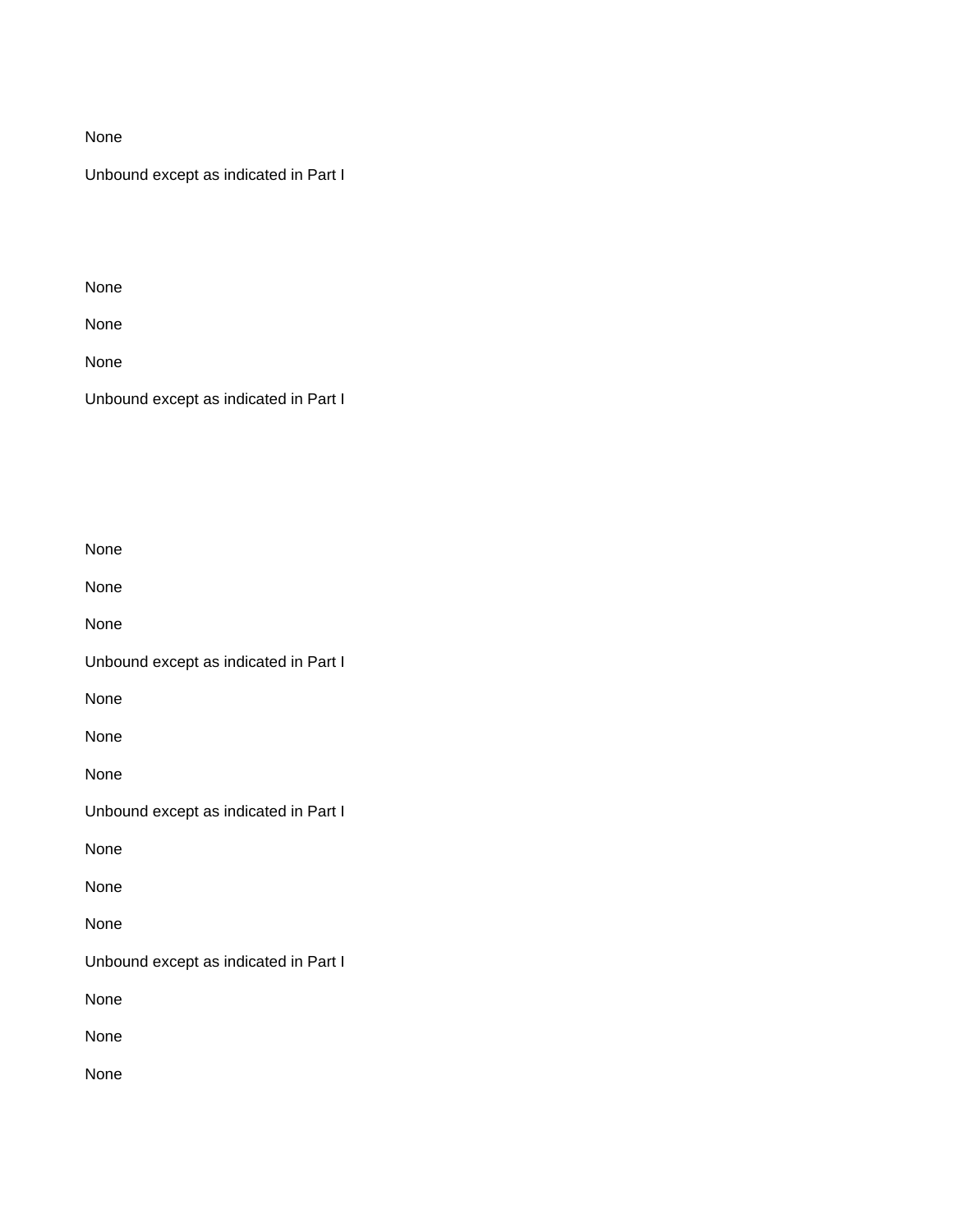None

Unbound except as indicated in Part I

None

None

None

Unbound except as indicated in Part I

None

None

None

Unbound except as indicated in Part I

None

None

None

Unbound except as indicated in Part I

None

None

None

Unbound except as indicated in Part I

None

None

None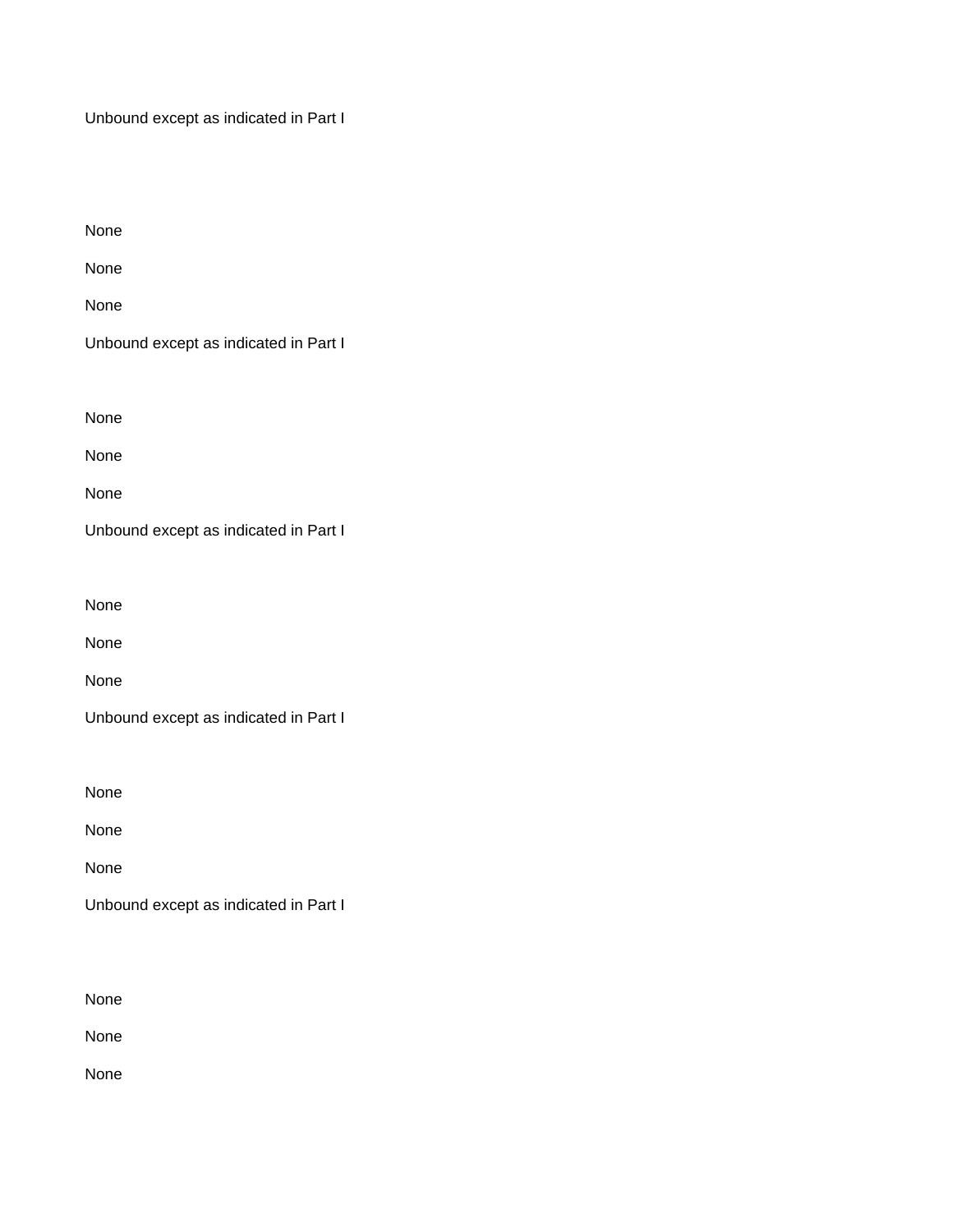Unbound except as indicated in Part I

None

None

None

Unbound except as indicated in Part I

None

None

None

Unbound except as indicated in Part I

None

None

None

Unbound except as indicated in Part I

None

None

None

Unbound except as indicated in Part I

None

None

None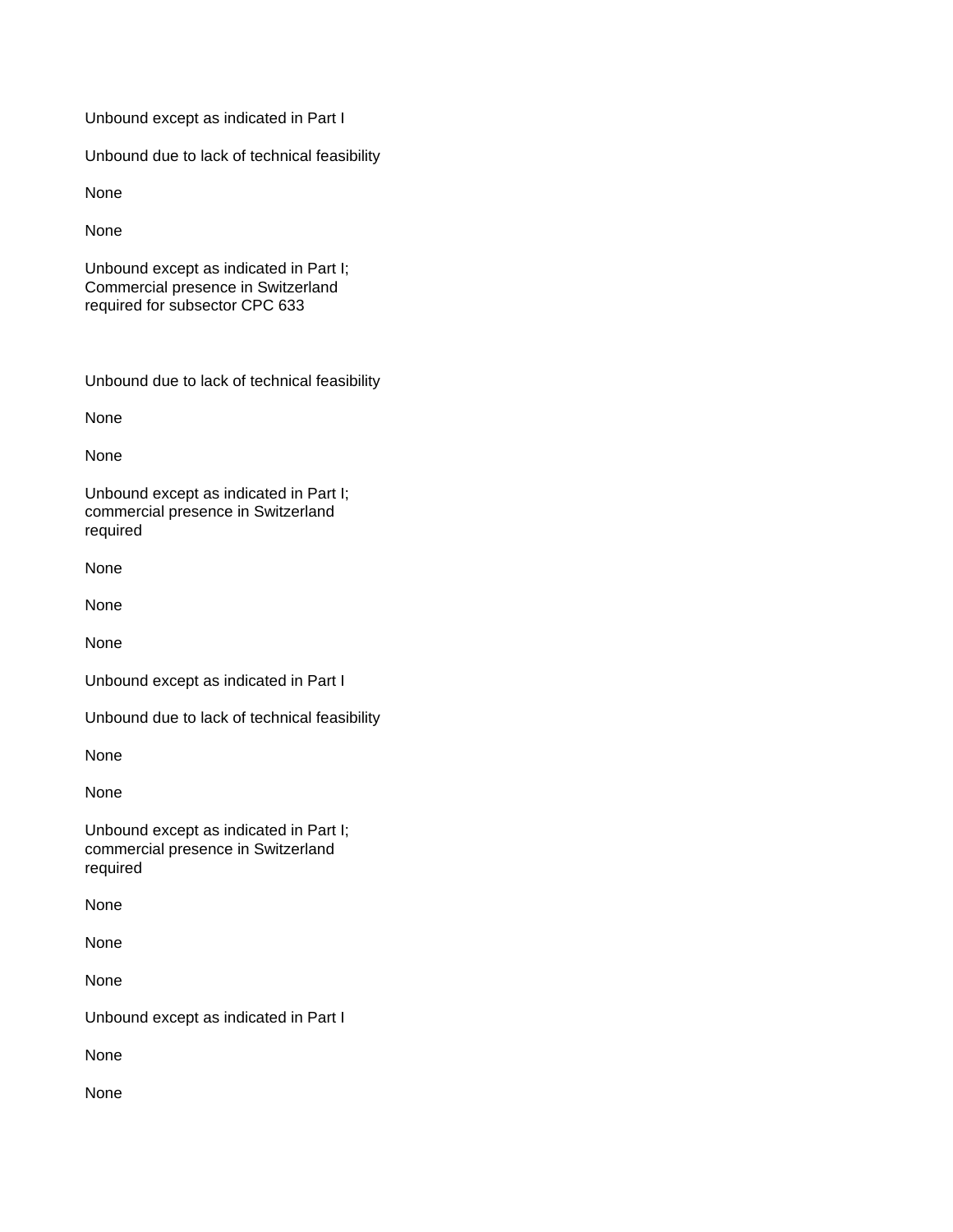Unbound except as indicated in Part I

Unbound due to lack of technical feasibility

None

None

Unbound except as indicated in Part I; Commercial presence in Switzerland required for subsector CPC 633

Unbound due to lack of technical feasibility

None

None

Unbound except as indicated in Part I; commercial presence in Switzerland required

None

None

None

Unbound except as indicated in Part I

Unbound due to lack of technical feasibility

None

None

Unbound except as indicated in Part I; commercial presence in Switzerland required

None

None

None

Unbound except as indicated in Part I

None

None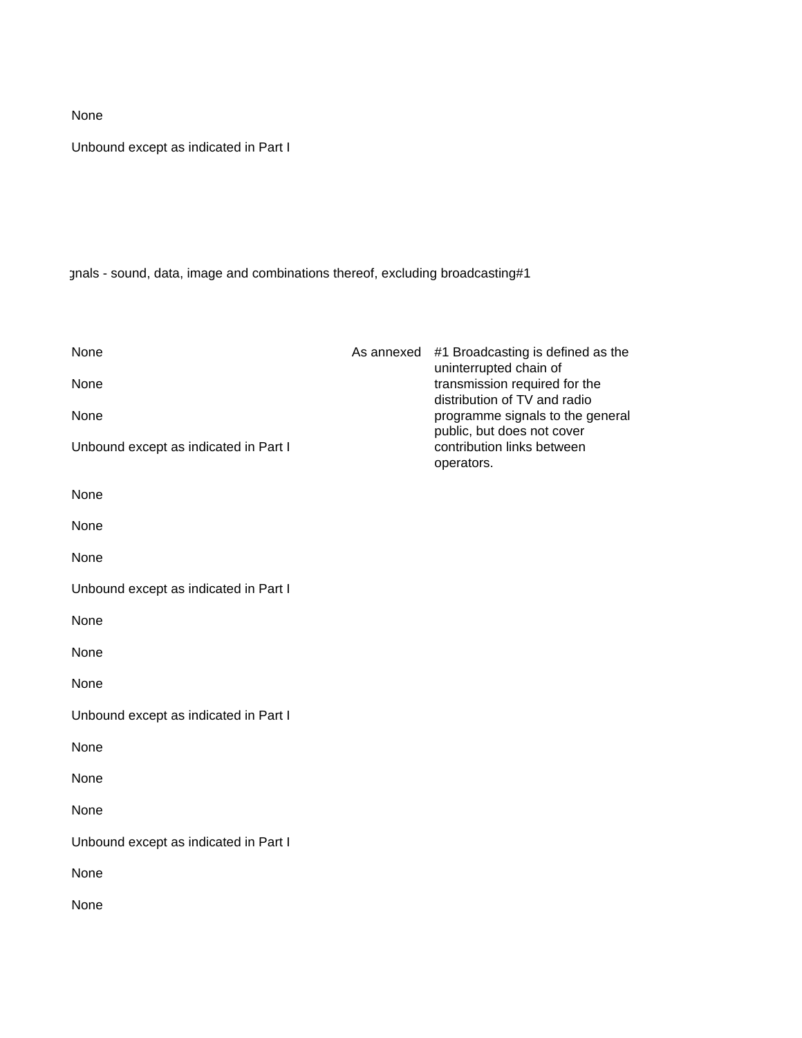None

Unbound except as indicated in Part I

gnals - sound, data, image and combinations thereof, excluding broadcasting#1

| | | |
|---|---|---|
| None | As annexed | #1 Broadcasting is defined as the uninterrupted chain of transmission required for the distribution of TV and radio programme signals to the general public, but does not cover contribution links between operators. |
| None | | |
| None | | |
| Unbound except as indicated in Part I | | |
| None | | |
| None | | |
| None | | |
| Unbound except as indicated in Part I | | |
| None | | |
| None | | |
| None | | |
| Unbound except as indicated in Part I | | |
| None | | |
| None | | |
| None | | |
| Unbound except as indicated in Part I | | |
| None | | |
| None | | |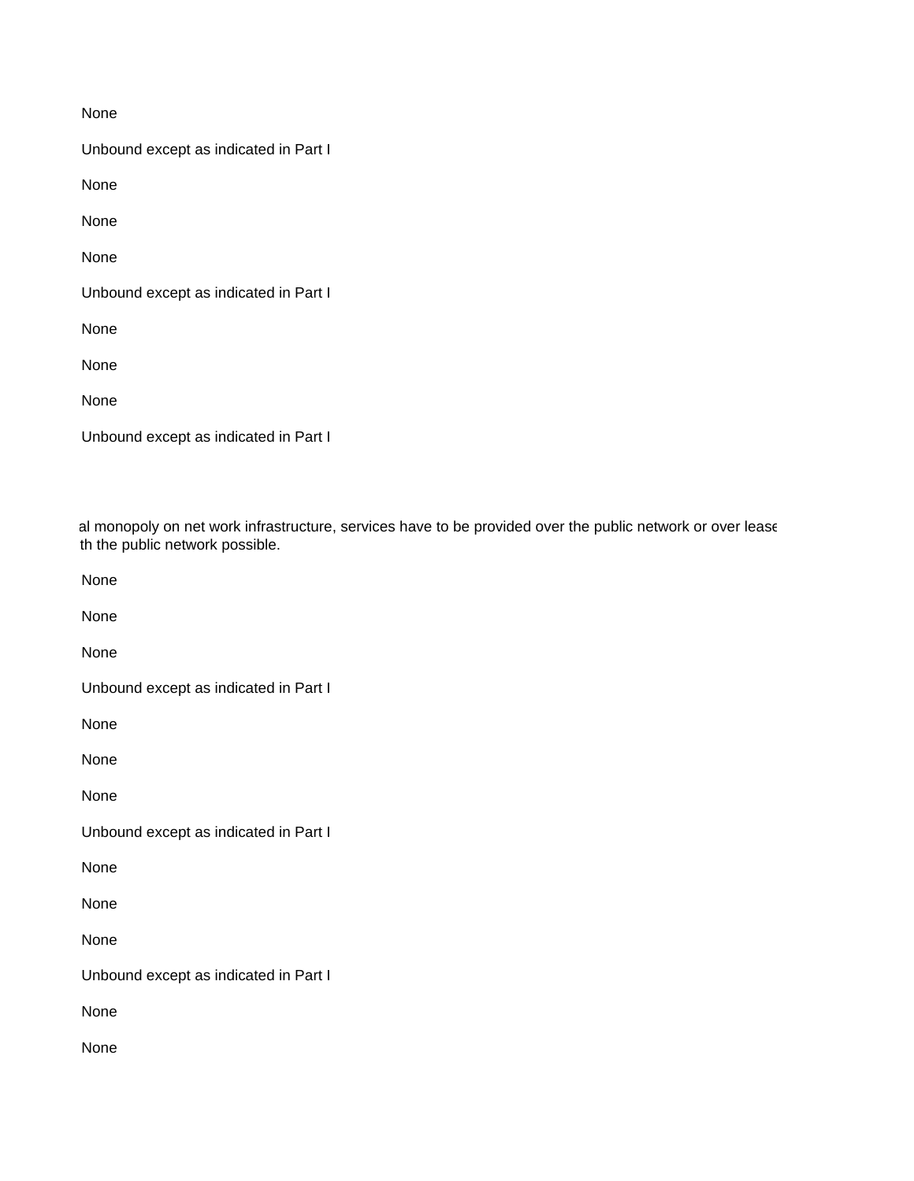None

Unbound except as indicated in Part I

None

None

None

Unbound except as indicated in Part I

None

None

None

Unbound except as indicated in Part I

al monopoly on net work infrastructure, services have to be provided over the public network or over lease
th the public network possible.

None

None

None

Unbound except as indicated in Part I

None

None

None

Unbound except as indicated in Part I

None

None

None

Unbound except as indicated in Part I

None

None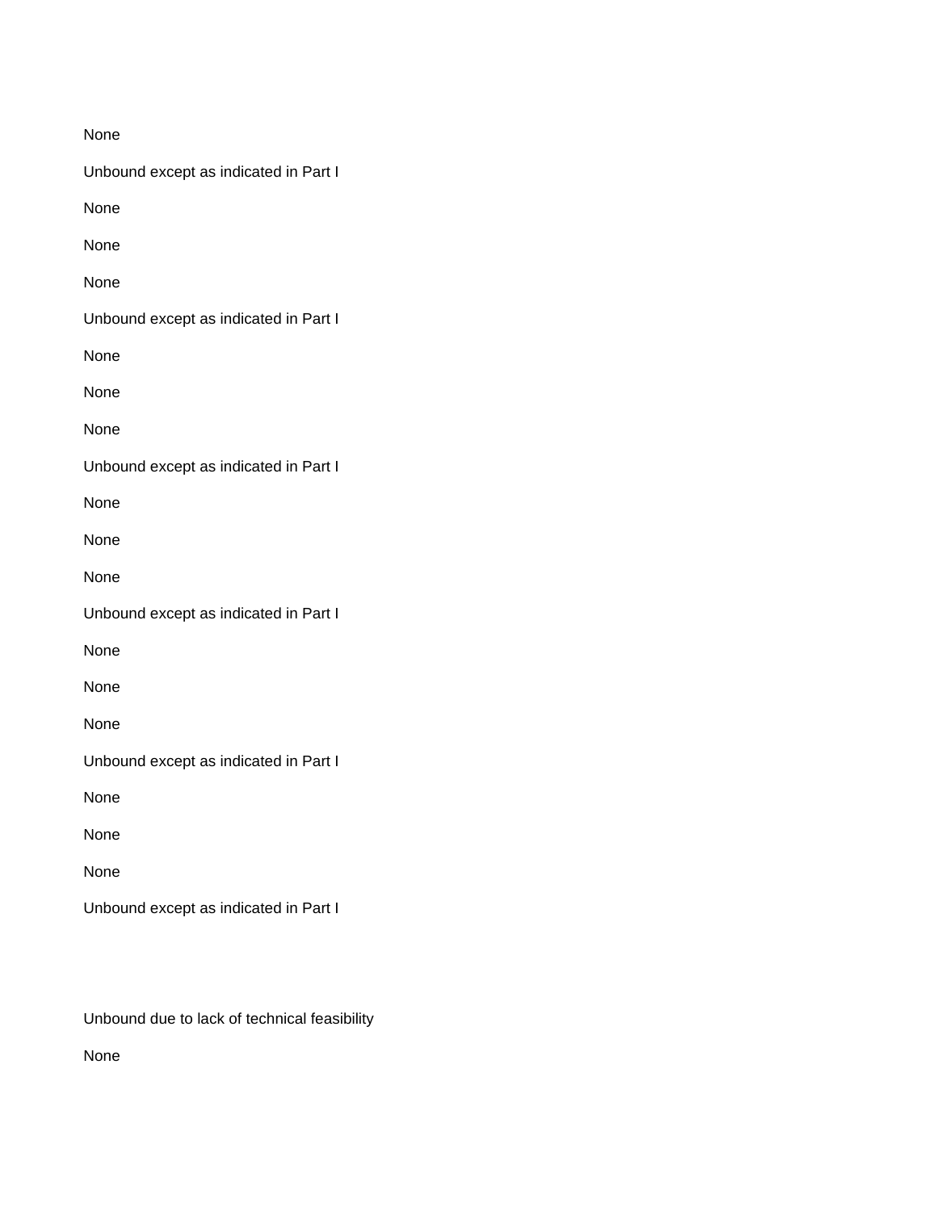None

Unbound except as indicated in Part I

None

None

None

Unbound except as indicated in Part I

None

None

None

Unbound except as indicated in Part I

None

None

None

Unbound except as indicated in Part I

None

None

None

Unbound except as indicated in Part I

None

None

None

Unbound except as indicated in Part I

Unbound due to lack of technical feasibility

None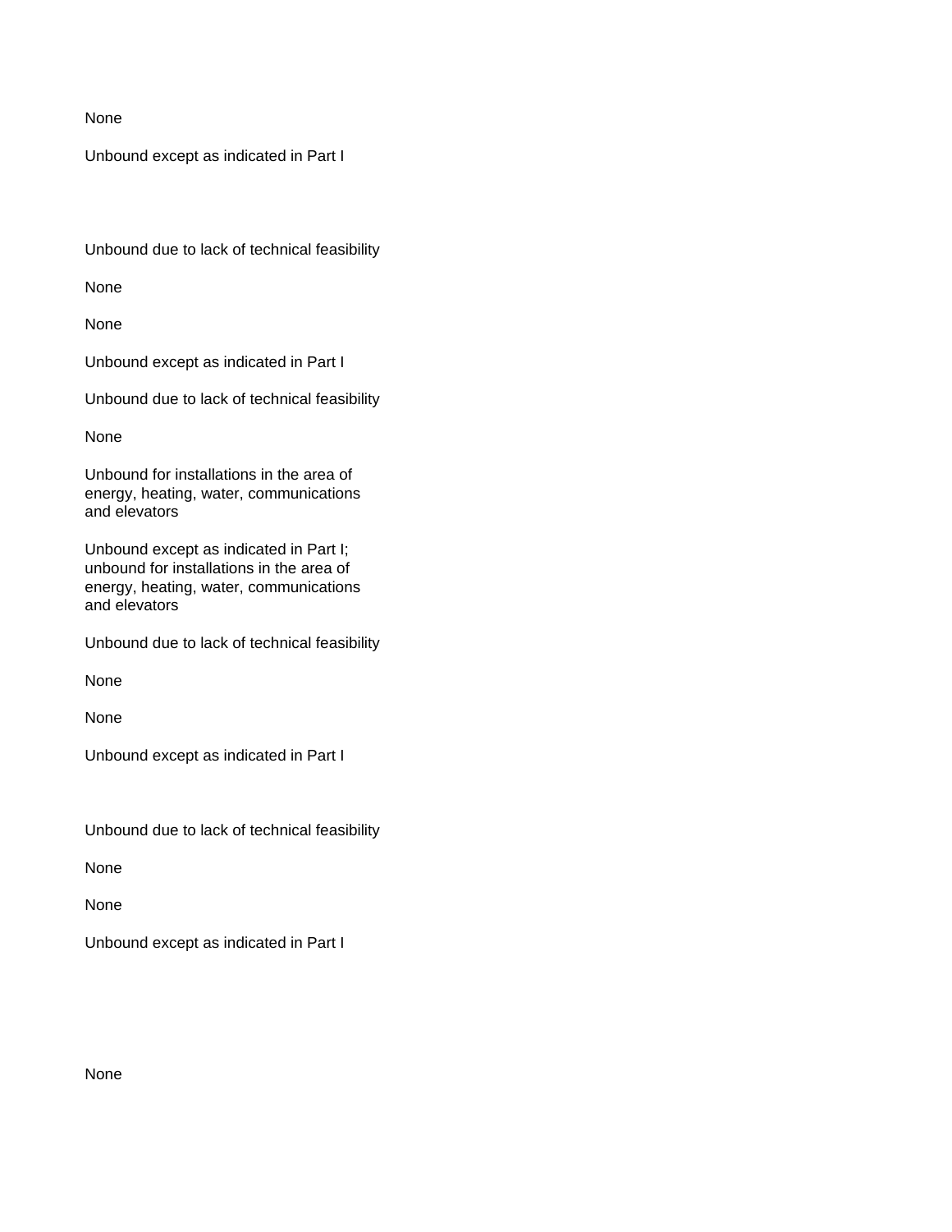None

Unbound except as indicated in Part I

Unbound due to lack of technical feasibility

None

None

Unbound except as indicated in Part I

Unbound due to lack of technical feasibility

None

Unbound for installations in the area of energy, heating, water, communications and elevators

Unbound except as indicated in Part I; unbound for installations in the area of energy, heating, water, communications and elevators

Unbound due to lack of technical feasibility

None

None

Unbound except as indicated in Part I

Unbound due to lack of technical feasibility

None

None

Unbound except as indicated in Part I

None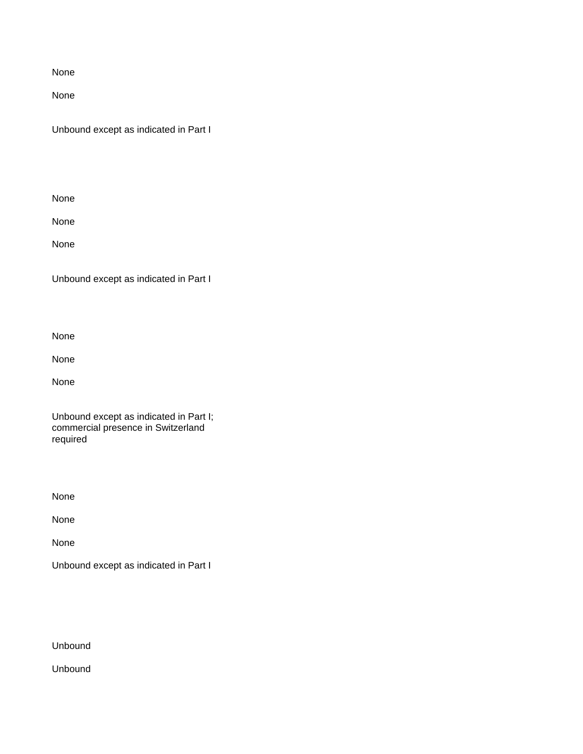None

None

Unbound except as indicated in Part I

None

None

None

Unbound except as indicated in Part I

None

None

None

Unbound except as indicated in Part I; commercial presence in Switzerland required

None

None

None

Unbound except as indicated in Part I

Unbound

Unbound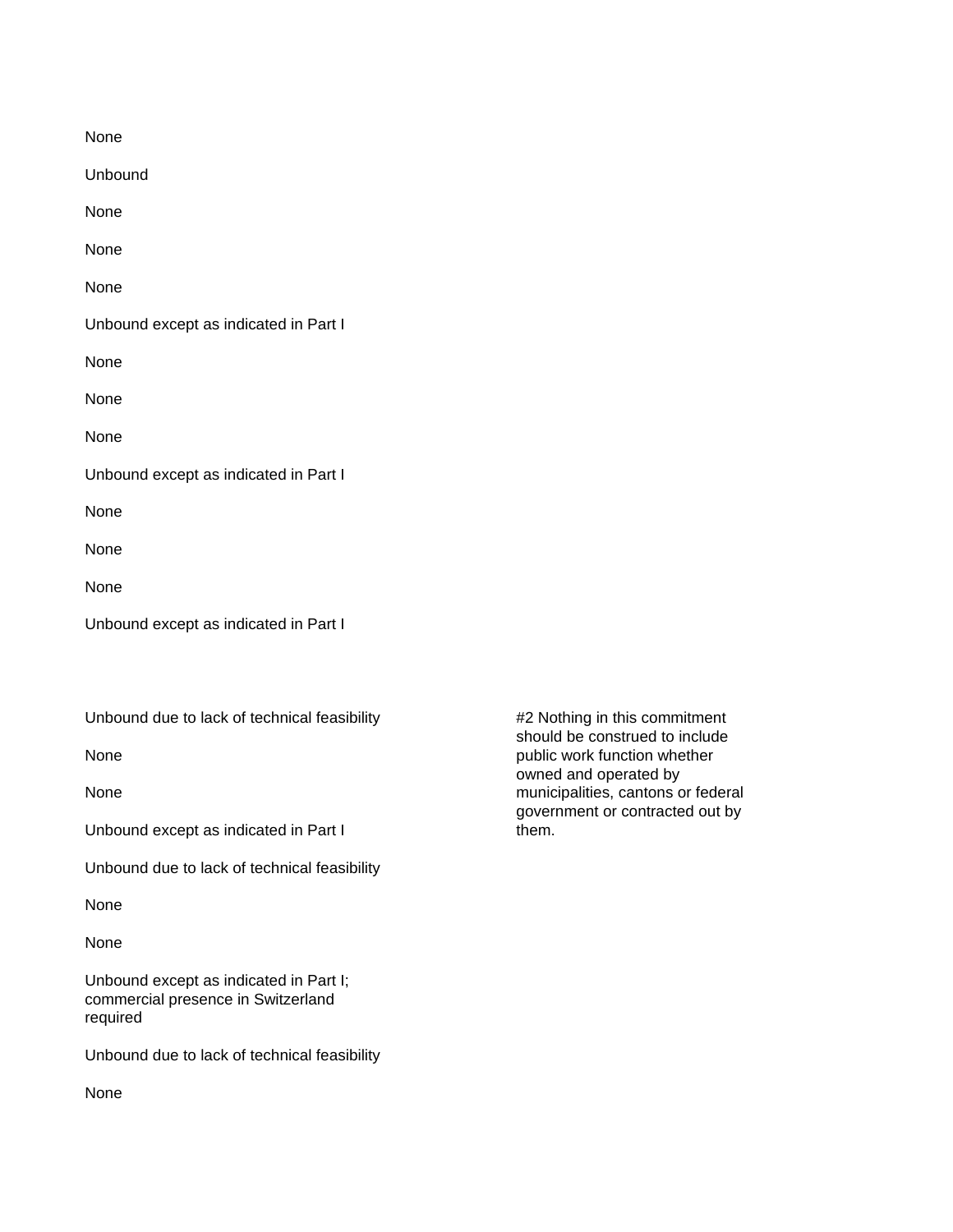None

Unbound

None

None

None

Unbound except as indicated in Part I

None

None

None

Unbound except as indicated in Part I

None

None

None

Unbound except as indicated in Part I

| | |
|---|---|
| Unbound due to lack of technical feasibility | #2 Nothing in this commitment should be construed to include public work function whether owned and operated by municipalities, cantons or federal government or contracted out by them. |
| None | |
| None | |
| Unbound except as indicated in Part I | |
| Unbound due to lack of technical feasibility | |
| None | |
| None | |
| Unbound except as indicated in Part I; commercial presence in Switzerland required | |
| Unbound due to lack of technical feasibility | |
| None | |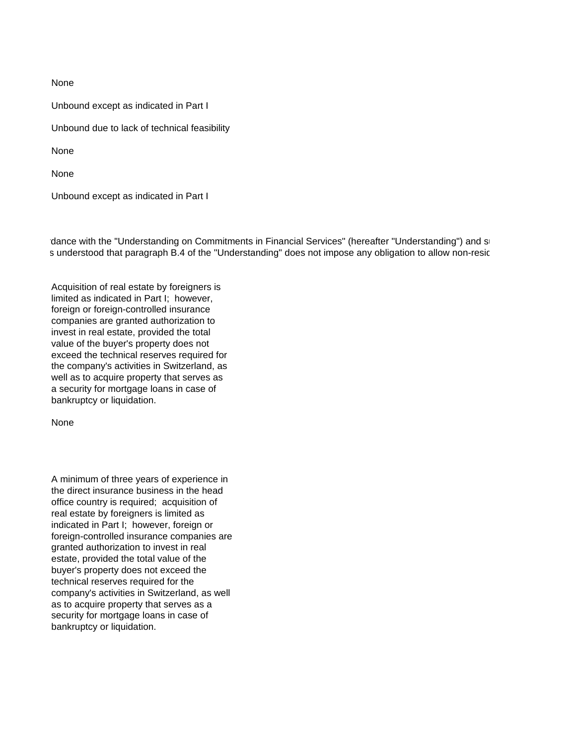None

Unbound except as indicated in Part I

Unbound due to lack of technical feasibility

None

None

Unbound except as indicated in Part I

rdance with the "Understanding on Commitments in Financial Services" (hereafter "Understanding") and su
s understood that paragraph B.4 of the "Understanding" does not impose any obligation to allow non-resid

Acquisition of real estate by foreigners is limited as indicated in Part I; however, foreign or foreign-controlled insurance companies are granted authorization to invest in real estate, provided the total value of the buyer's property does not exceed the technical reserves required for the company's activities in Switzerland, as well as to acquire property that serves as a security for mortgage loans in case of bankruptcy or liquidation.

None

A minimum of three years of experience in the direct insurance business in the head office country is required; acquisition of real estate by foreigners is limited as indicated in Part I; however, foreign or foreign-controlled insurance companies are granted authorization to invest in real estate, provided the total value of the buyer's property does not exceed the technical reserves required for the company's activities in Switzerland, as well as to acquire property that serves as a security for mortgage loans in case of bankruptcy or liquidation.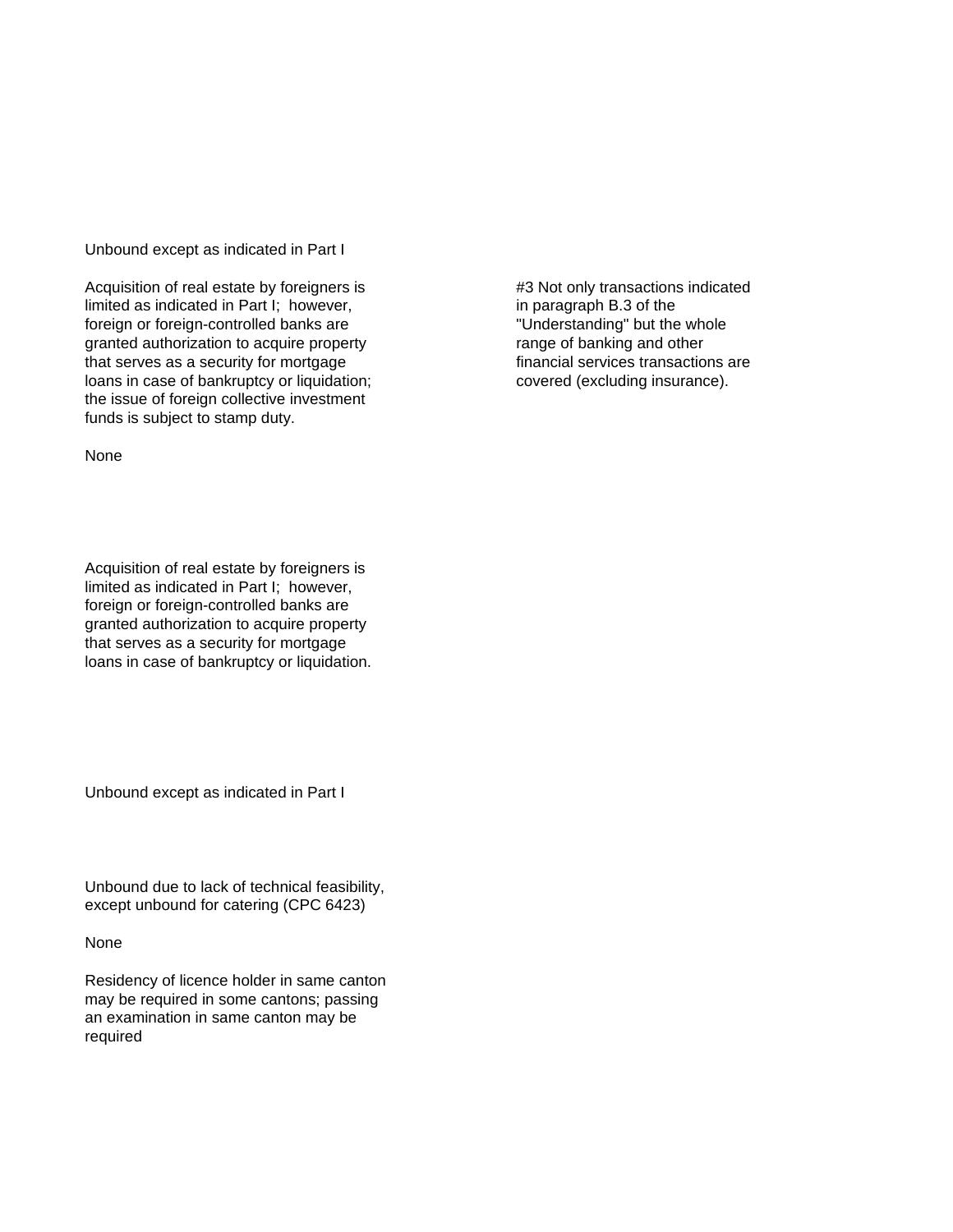Unbound except as indicated in Part I

Acquisition of real estate by foreigners is limited as indicated in Part I; however, foreign or foreign-controlled banks are granted authorization to acquire property that serves as a security for mortgage loans in case of bankruptcy or liquidation; the issue of foreign collective investment funds is subject to stamp duty.

#3 Not only transactions indicated in paragraph B.3 of the "Understanding" but the whole range of banking and other financial services transactions are covered (excluding insurance).

None

Acquisition of real estate by foreigners is limited as indicated in Part I; however, foreign or foreign-controlled banks are granted authorization to acquire property that serves as a security for mortgage loans in case of bankruptcy or liquidation.

Unbound except as indicated in Part I

Unbound due to lack of technical feasibility, except unbound for catering (CPC 6423)

None

Residency of licence holder in same canton may be required in some cantons; passing an examination in same canton may be required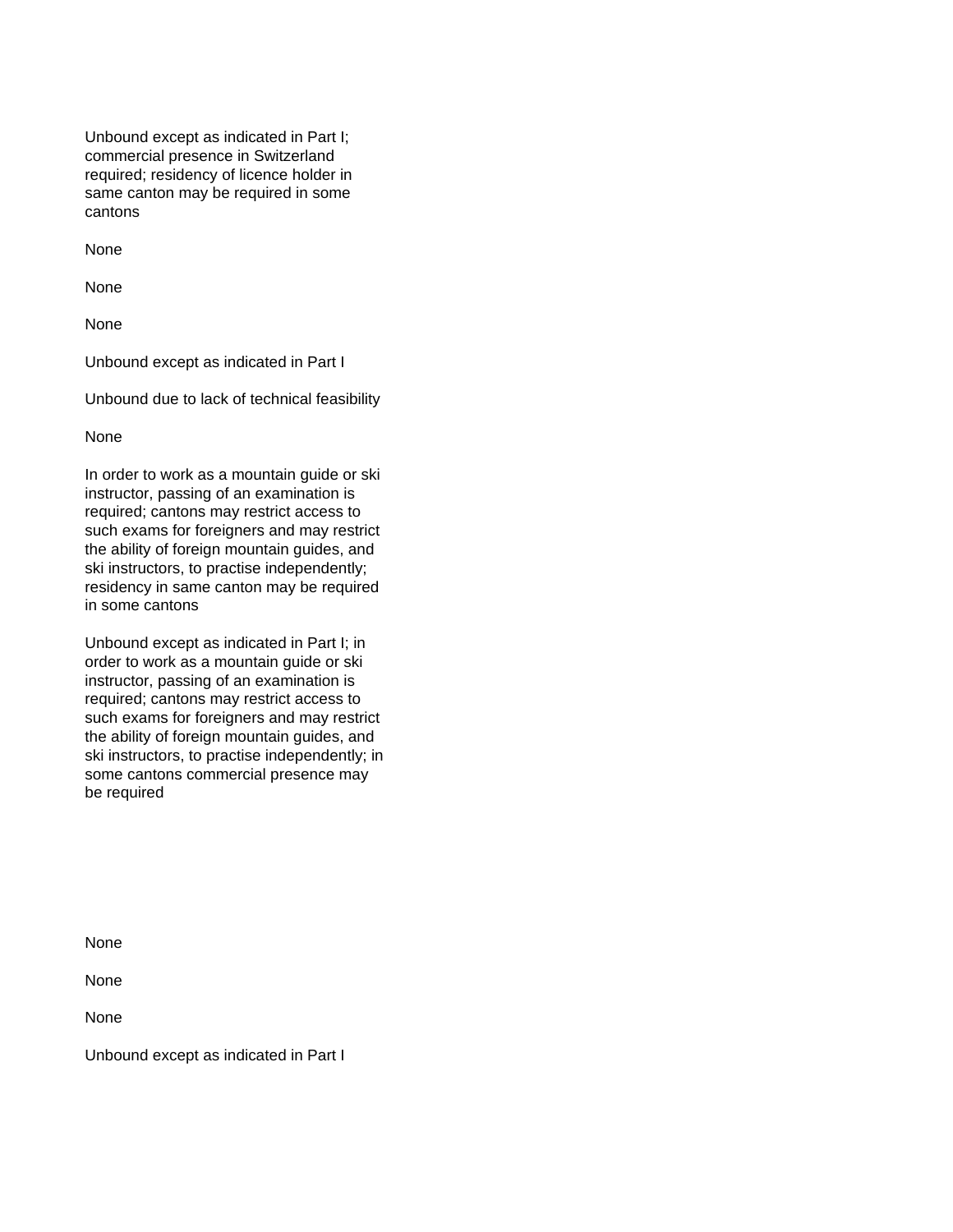Unbound except as indicated in Part I; commercial presence in Switzerland required; residency of licence holder in same canton may be required in some cantons

None

None

None

Unbound except as indicated in Part I

Unbound due to lack of technical feasibility

None

In order to work as a mountain guide or ski instructor, passing of an examination is required; cantons may restrict access to such exams for foreigners and may restrict the ability of foreign mountain guides, and ski instructors, to practise independently; residency in same canton may be required in some cantons

Unbound except as indicated in Part I; in order to work as a mountain guide or ski instructor, passing of an examination is required; cantons may restrict access to such exams for foreigners and may restrict the ability of foreign mountain guides, and ski instructors, to practise independently; in some cantons commercial presence may be required

None

None

None

Unbound except as indicated in Part I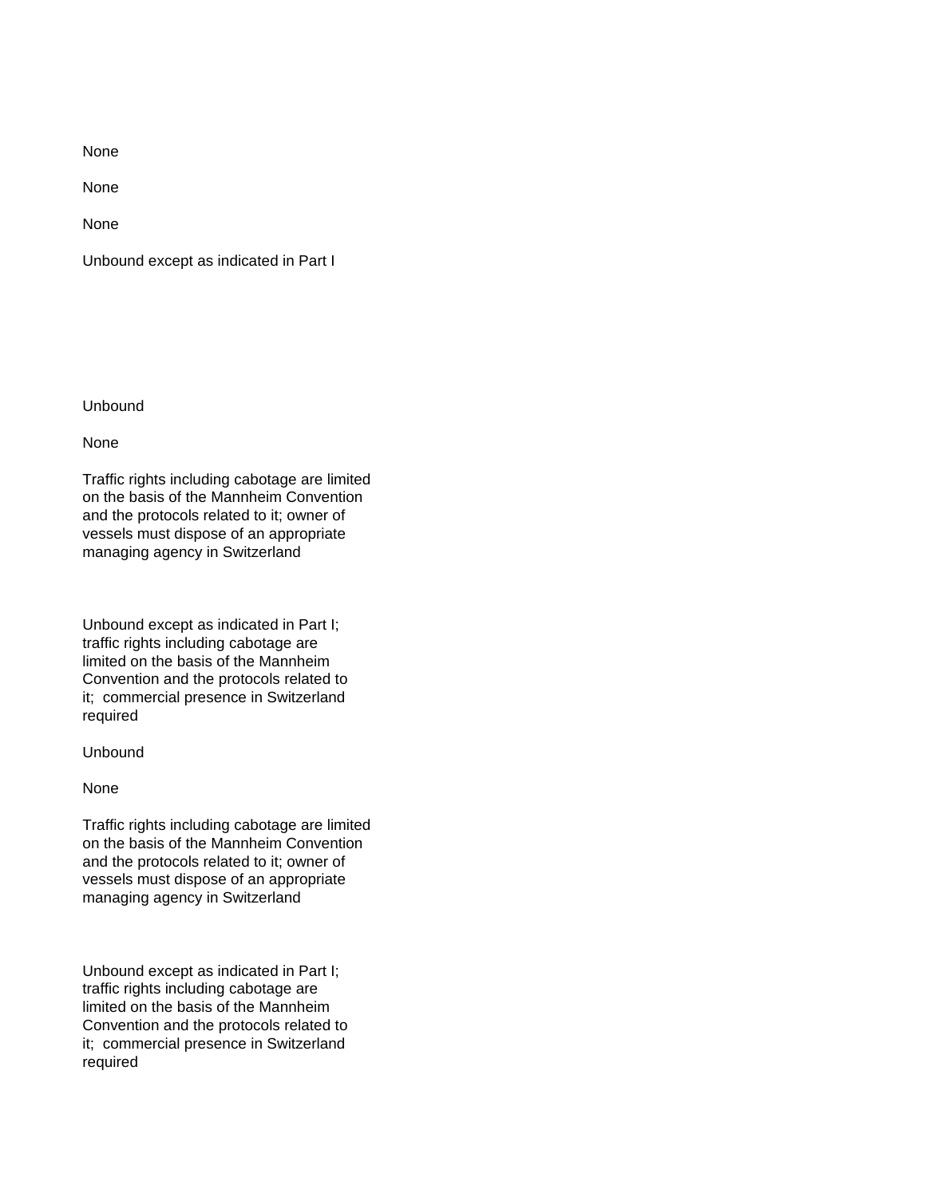None

None

None

Unbound except as indicated in Part I

Unbound

None

Traffic rights including cabotage are limited on the basis of the Mannheim Convention and the protocols related to it; owner of vessels must dispose of an appropriate managing agency in Switzerland

Unbound except as indicated in Part I; traffic rights including cabotage are limited on the basis of the Mannheim Convention and the protocols related to it; commercial presence in Switzerland required

Unbound

None

Traffic rights including cabotage are limited on the basis of the Mannheim Convention and the protocols related to it; owner of vessels must dispose of an appropriate managing agency in Switzerland

Unbound except as indicated in Part I; traffic rights including cabotage are limited on the basis of the Mannheim Convention and the protocols related to it; commercial presence in Switzerland required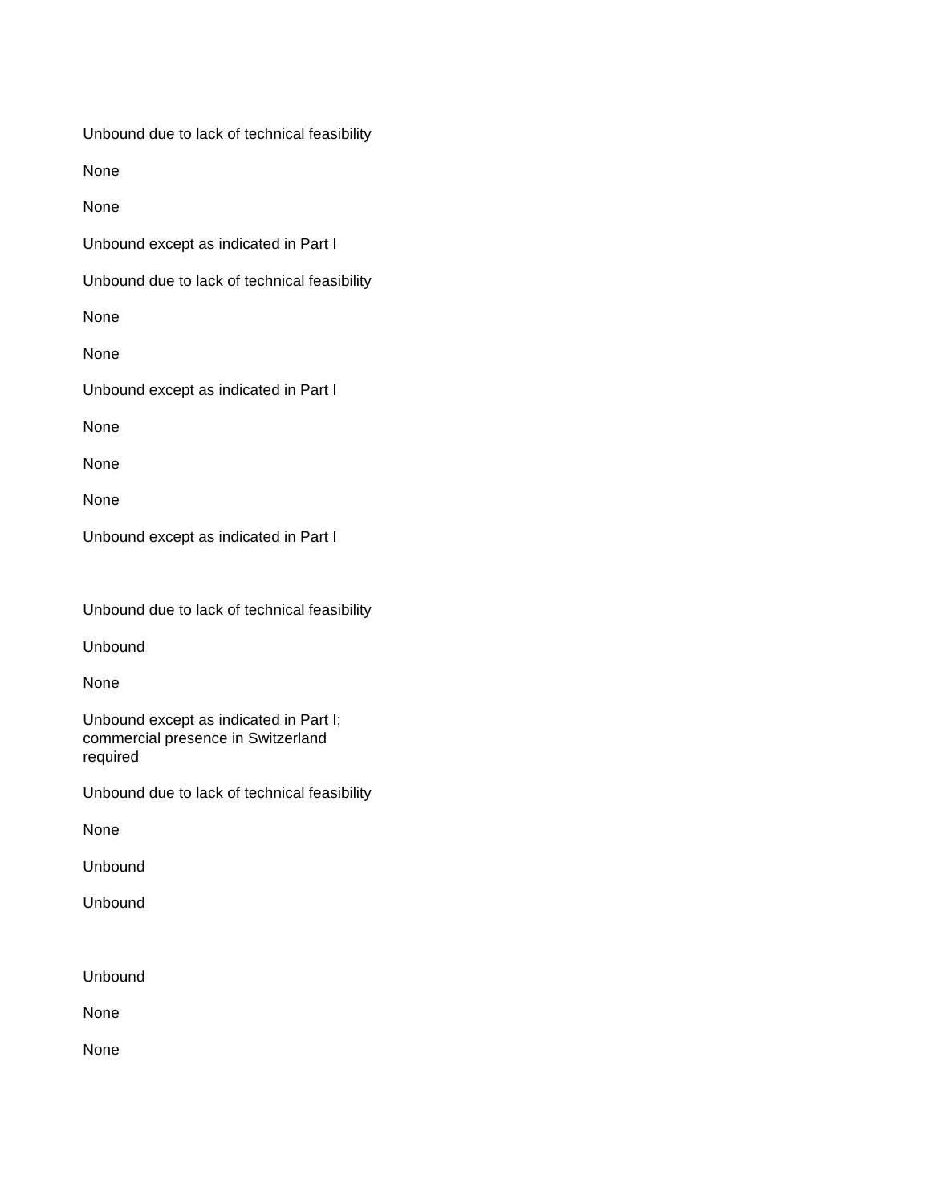Unbound due to lack of technical feasibility

None

None

Unbound except as indicated in Part I

Unbound due to lack of technical feasibility

None

None

Unbound except as indicated in Part I

None

None

None

Unbound except as indicated in Part I

Unbound due to lack of technical feasibility

Unbound

None

Unbound except as indicated in Part I; commercial presence in Switzerland required

Unbound due to lack of technical feasibility

None

Unbound

Unbound

Unbound

None

None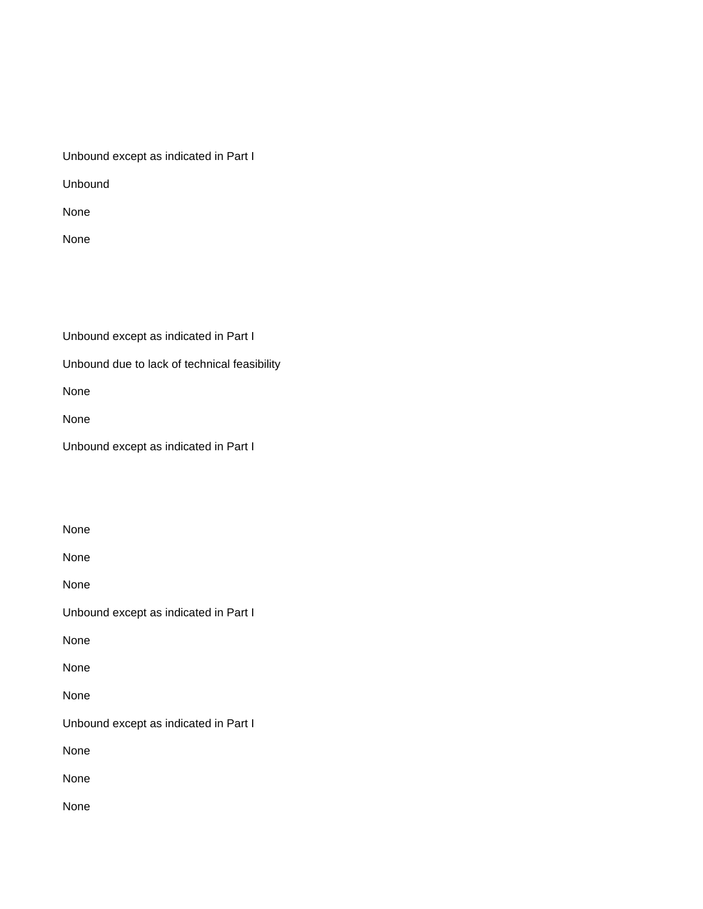Unbound except as indicated in Part I

Unbound

None

None

Unbound except as indicated in Part I

Unbound due to lack of technical feasibility

None

None

Unbound except as indicated in Part I

None

None

None

Unbound except as indicated in Part I

None

None

None

Unbound except as indicated in Part I

None

None

None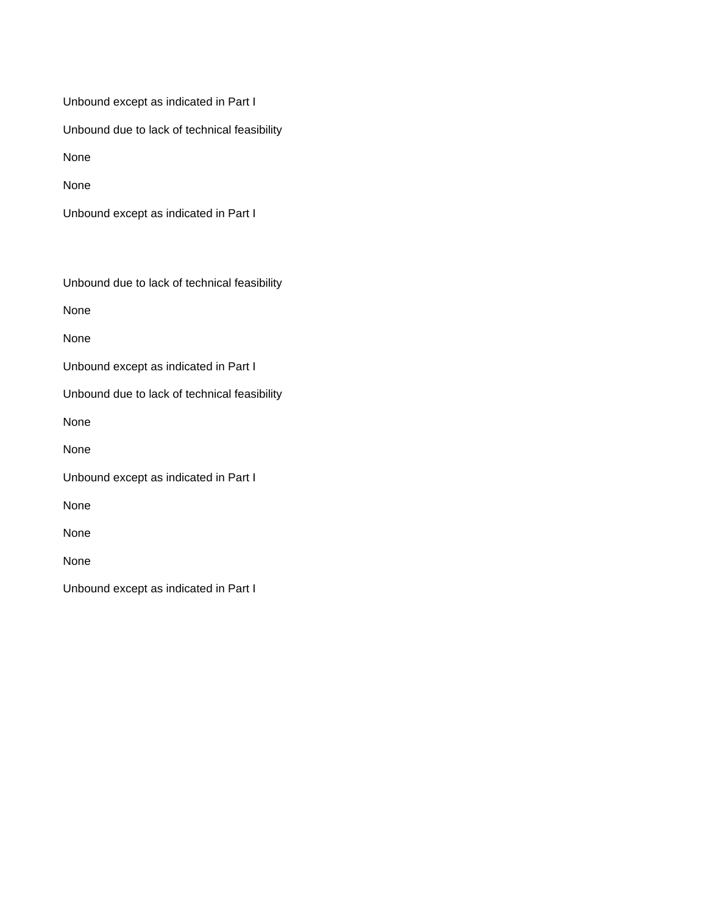Unbound except as indicated in Part I

Unbound due to lack of technical feasibility

None

None

Unbound except as indicated in Part I

Unbound due to lack of technical feasibility

None

None

Unbound except as indicated in Part I

Unbound due to lack of technical feasibility

None

None

Unbound except as indicated in Part I

None

None

None

Unbound except as indicated in Part I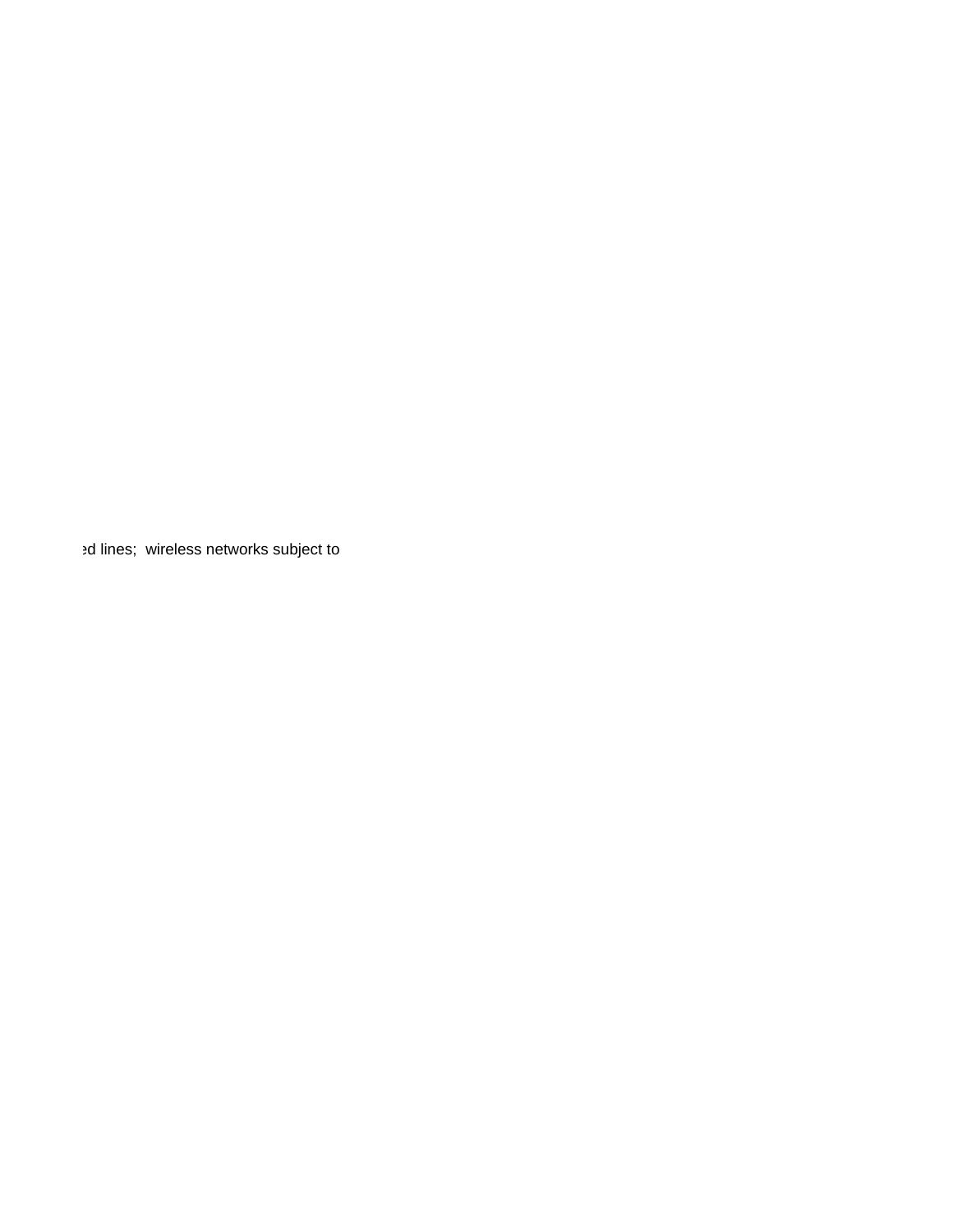ed lines;  wireless networks subject to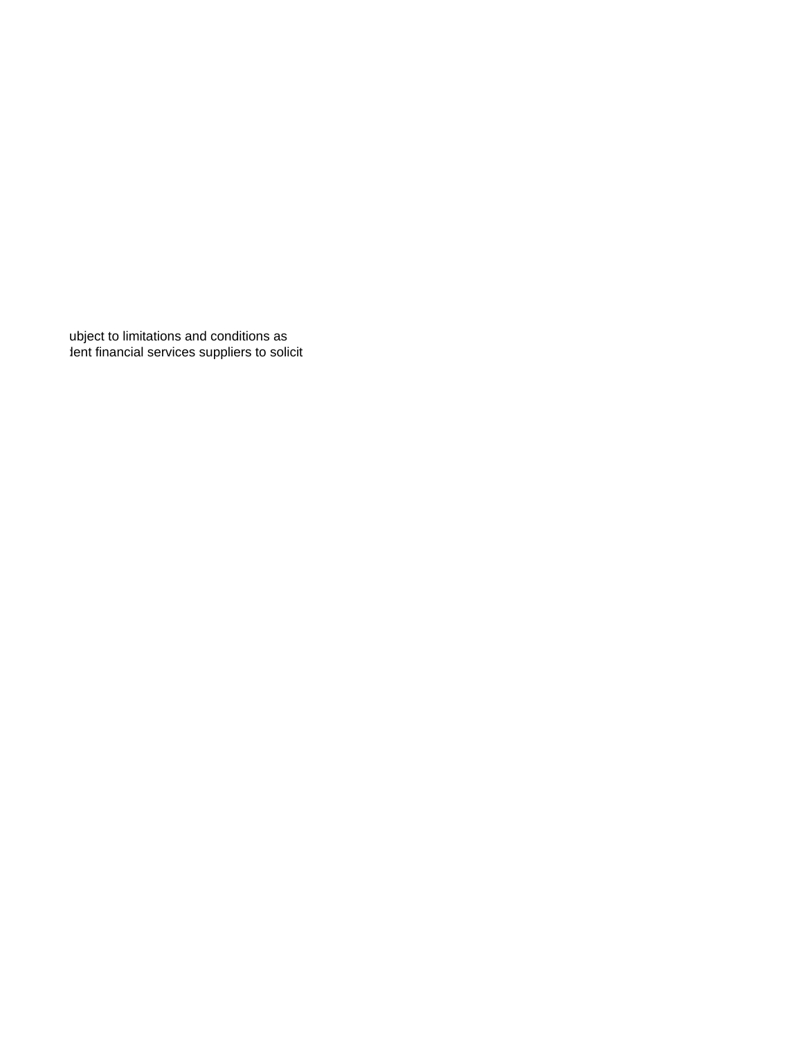ubject to limitations and conditions as
dent financial services suppliers to solicit